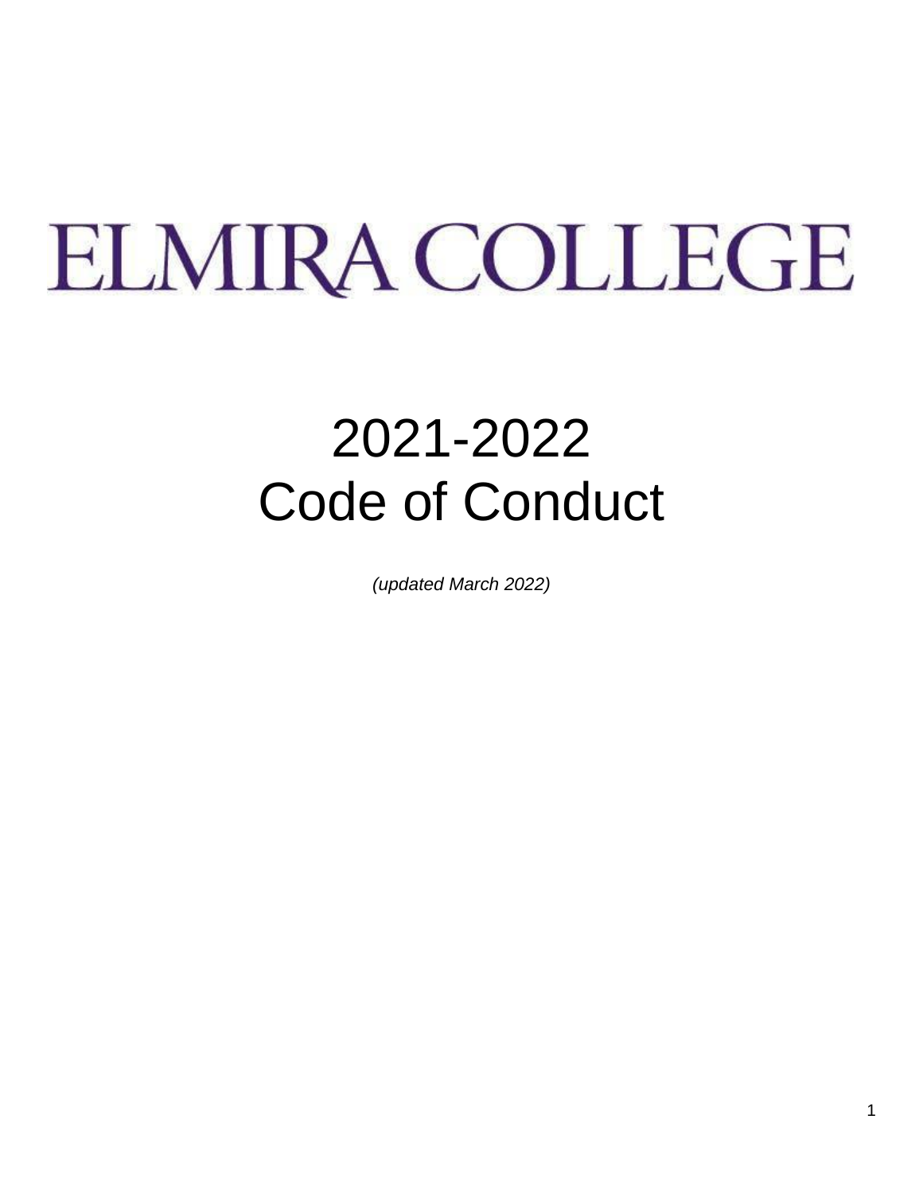# ELMIRA COLLEGE

# 2021-2022 Code of Conduct

*(updated March 2022)*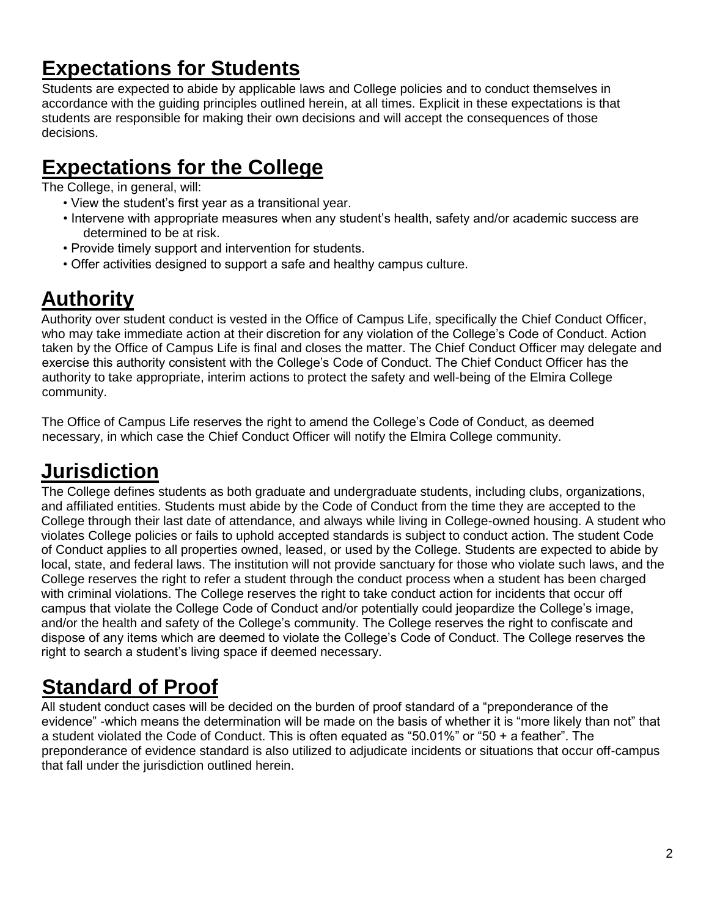## Expectations for Students

Students are expected to abide by applicable laws and College policies and to conduct themselves in accordance with the guiding principles outlined herein, at all times. Explicit in these expectations is that students are responsible for making their own decisions and will accept the consequences of those decisions.

## Expectations for the College

The College, in general, will:

- View the student's first year as a transitional year.
- Intervene with appropriate measures when any student's health, safety and/or academic success are determined to be at risk.
- Provide timely support and intervention for students.
- Offer activities designed to support a safe and healthy campus culture.

## Authority

Authority over student conduct is vested in the Office of Campus Life, specifically the Chief Conduct Officer, who may take immediate action at their discretion for any violation of the College's Code of Conduct. Action taken by the Office of Campus Life is final and closes the matter. The Chief Conduct Officer may delegate and exercise this authority consistent with the College's Code of Conduct. The Chief Conduct Officer has the authority to take appropriate, interim actions to protect the safety and well-being of the Elmira College community.

The Office of Campus Life reserves the right to amend the College's Code of Conduct, as deemed necessary, in which case the Chief Conduct Officer will notify the Elmira College community.

## Jurisdiction

The College defines students as both graduate and undergraduate students, including clubs, organizations, and affiliated entities. Students must abide by the Code of Conduct from the time they are accepted to the College through their last date of attendance, and always while living in College-owned housing. A student who violates College policies or fails to uphold accepted standards is subject to conduct action. The student Code of Conduct applies to all properties owned, leased, or used by the College. Students are expected to abide by local, state, and federal laws. The institution will not provide sanctuary for those who violate such laws, and the College reserves the right to refer a student through the conduct process when a student has been charged with criminal violations. The College reserves the right to take conduct action for incidents that occur off campus that violate the College Code of Conduct and/or potentially could jeopardize the College's image, and/or the health and safety of the College's community. The College reserves the right to confiscate and dispose of any items which are deemed to violate the College's Code of Conduct. The College reserves the right to search a student's living space if deemed necessary.

## Standard of Proof

All student conduct cases will be decided on the burden of proof standard of a "preponderance of the evidence" -which means the determination will be made on the basis of whether it is "more likely than not" that a student violated the Code of Conduct. This is often equated as "50.01%" or "50 + a feather". The preponderance of evidence standard is also utilized to adjudicate incidents or situations that occur off-campus that fall under the jurisdiction outlined herein.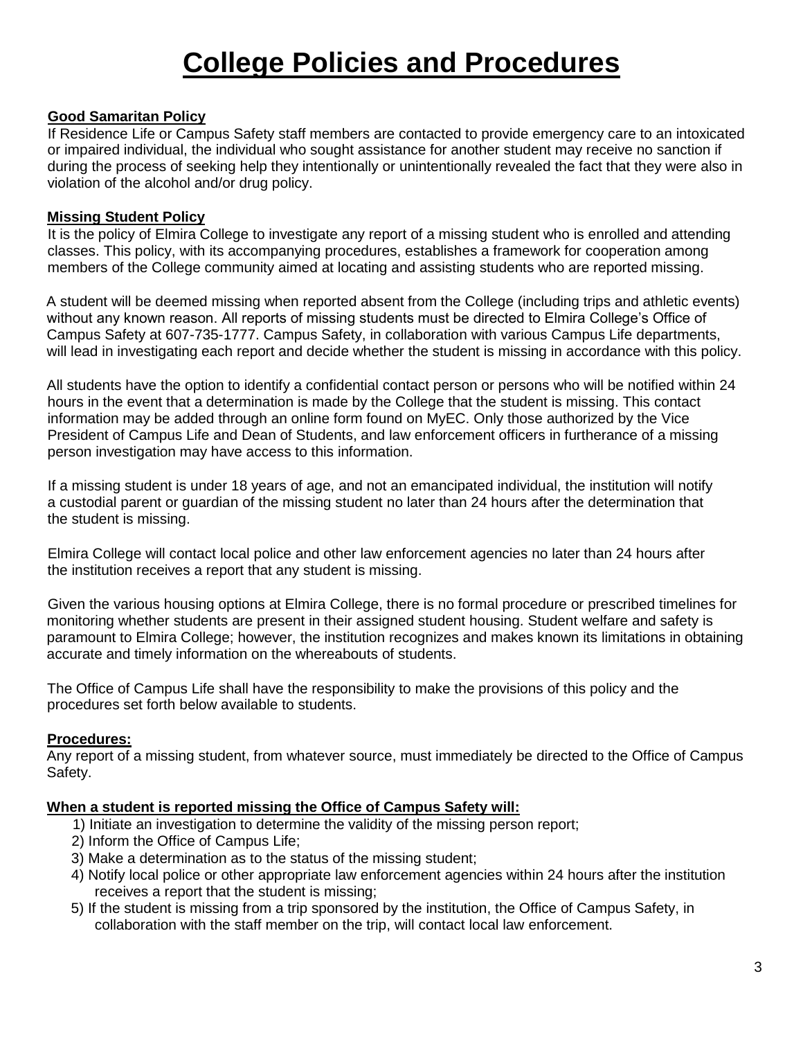# College Policies and Procedures

**Good Samaritan Policy**

If Residence Life or Campus Safety staff members are contacted to provide emergency care to an intoxicated or impaired individual, the individual who sought assistance for another student may receive no sanction if during the process of seeking help they intentionally or unintentionally revealed the fact that they were also in violation of the alcohol and/or drug policy.

**Missing Student Policy**

It is the policy of Elmira College to investigate any report of a missing student who is enrolled and attending classes. This policy, with its accompanying procedures, establishes a framework for cooperation among members of the College community aimed at locating and assisting students who are reported missing.

A student will be deemed missing when reported absent from the College (including trips and athletic events) without any known reason. All reports of missing students must be directed to Elmira College's Office of Campus Safety at 607-735-1777. Campus Safety, in collaboration with various Campus Life departments, will lead in investigating each report and decide whether the student is missing in accordance with this policy.

All students have the option to identify a confidential contact person or persons who will be notified within 24 hours in the event that a determination is made by the College that the student is missing. This contact information may be added through an online form found on MyEC. Only those authorized by the Vice President of Campus Life and Dean of Students, and law enforcement officers in furtherance of a missing person investigation may have access to this information.

If a missing student is under 18 years of age, and not an emancipated individual, the institution will notify a custodial parent or guardian of the missing student no later than 24 hours after the determination that the student is missing.

Elmira College will contact local police and other law enforcement agencies no later than 24 hours after the institution receives a report that any student is missing.

Given the various housing options at Elmira College, there is no formal procedure or prescribed timelines for monitoring whether students are present in their assigned student housing. Student welfare and safety is paramount to Elmira College; however, the institution recognizes and makes known its limitations in obtaining accurate and timely information on the whereabouts of students.

The Office of Campus Life shall have the responsibility to make the provisions of this policy and the procedures set forth below available to students.

**Procedures:**

Any report of a missing student, from whatever source, must immediately be directed to the Office of Campus Safety.

**When a student is reported missing the Office of Campus Safety will:**

1) Initiate an investigation to determine the validity of the missing person report;
2) Inform the Office of Campus Life;
3) Make a determination as to the status of the missing student;
4) Notify local police or other appropriate law enforcement agencies within 24 hours after the institution receives a report that the student is missing;
5) If the student is missing from a trip sponsored by the institution, the Office of Campus Safety, in collaboration with the staff member on the trip, will contact local law enforcement.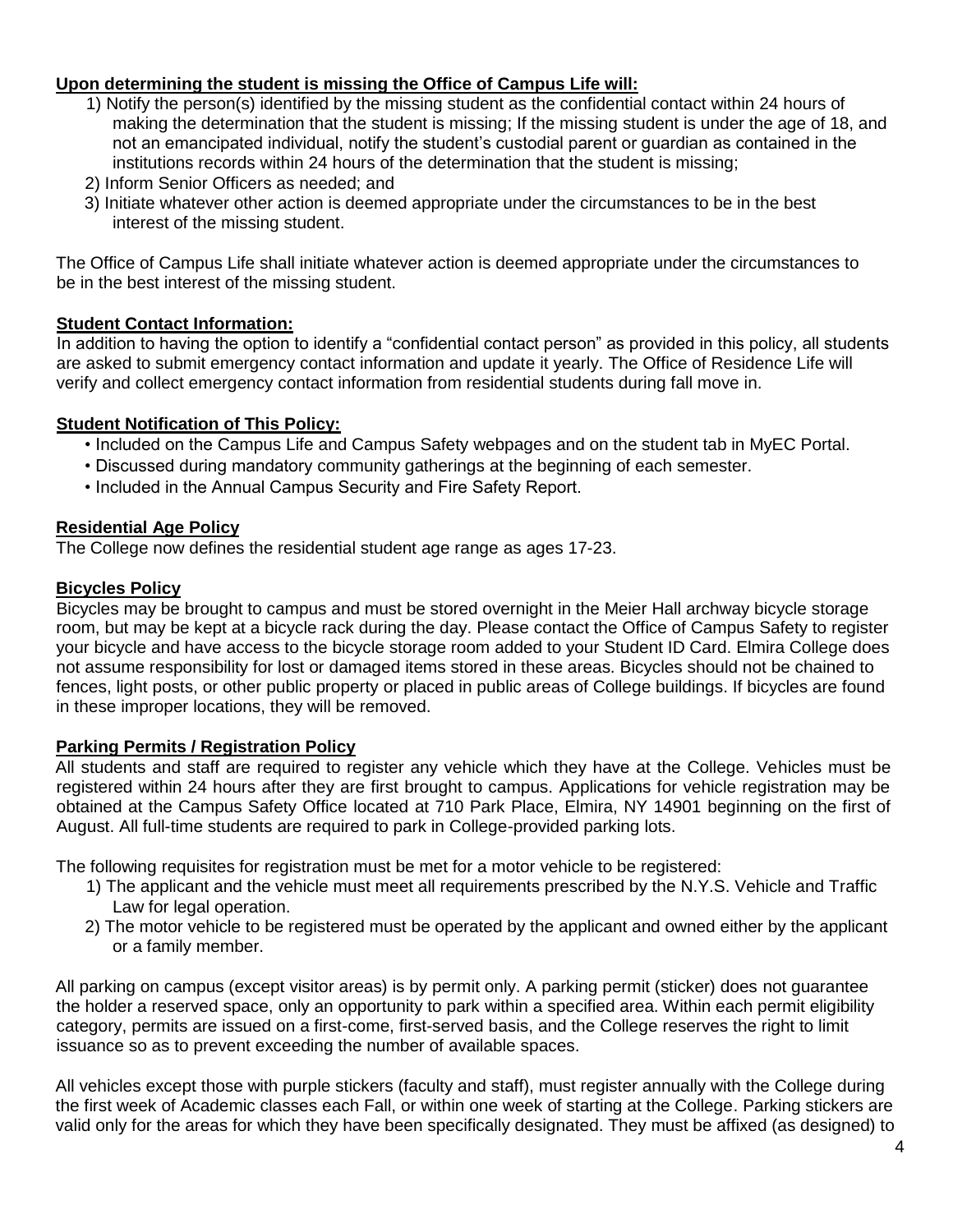**Upon determining the student is missing the Office of Campus Life will:**

1) Notify the person(s) identified by the missing student as the confidential contact within 24 hours of making the determination that the student is missing; If the missing student is under the age of 18, and not an emancipated individual, notify the student's custodial parent or guardian as contained in the institutions records within 24 hours of the determination that the student is missing;
2) Inform Senior Officers as needed; and
3) Initiate whatever other action is deemed appropriate under the circumstances to be in the best interest of the missing student.

The Office of Campus Life shall initiate whatever action is deemed appropriate under the circumstances to be in the best interest of the missing student.

**Student Contact Information:**

In addition to having the option to identify a "confidential contact person" as provided in this policy, all students are asked to submit emergency contact information and update it yearly. The Office of Residence Life will verify and collect emergency contact information from residential students during fall move in.

**Student Notification of This Policy:**

- Included on the Campus Life and Campus Safety webpages and on the student tab in MyEC Portal.
- Discussed during mandatory community gatherings at the beginning of each semester.
- Included in the Annual Campus Security and Fire Safety Report.

**Residential Age Policy**

The College now defines the residential student age range as ages 17-23.

**Bicycles Policy**

Bicycles may be brought to campus and must be stored overnight in the Meier Hall archway bicycle storage room, but may be kept at a bicycle rack during the day. Please contact the Office of Campus Safety to register your bicycle and have access to the bicycle storage room added to your Student ID Card. Elmira College does not assume responsibility for lost or damaged items stored in these areas. Bicycles should not be chained to fences, light posts, or other public property or placed in public areas of College buildings. If bicycles are found in these improper locations, they will be removed.

**Parking Permits / Registration Policy**

All students and staff are required to register any vehicle which they have at the College. Vehicles must be registered within 24 hours after they are first brought to campus. Applications for vehicle registration may be obtained at the Campus Safety Office located at 710 Park Place, Elmira, NY 14901 beginning on the first of August. All full-time students are required to park in College-provided parking lots.

The following requisites for registration must be met for a motor vehicle to be registered:

1) The applicant and the vehicle must meet all requirements prescribed by the N.Y.S. Vehicle and Traffic Law for legal operation.
2) The motor vehicle to be registered must be operated by the applicant and owned either by the applicant or a family member.

All parking on campus (except visitor areas) is by permit only. A parking permit (sticker) does not guarantee the holder a reserved space, only an opportunity to park within a specified area. Within each permit eligibility category, permits are issued on a first-come, first-served basis, and the College reserves the right to limit issuance so as to prevent exceeding the number of available spaces.

All vehicles except those with purple stickers (faculty and staff), must register annually with the College during the first week of Academic classes each Fall, or within one week of starting at the College. Parking stickers are valid only for the areas for which they have been specifically designated. They must be affixed (as designed) to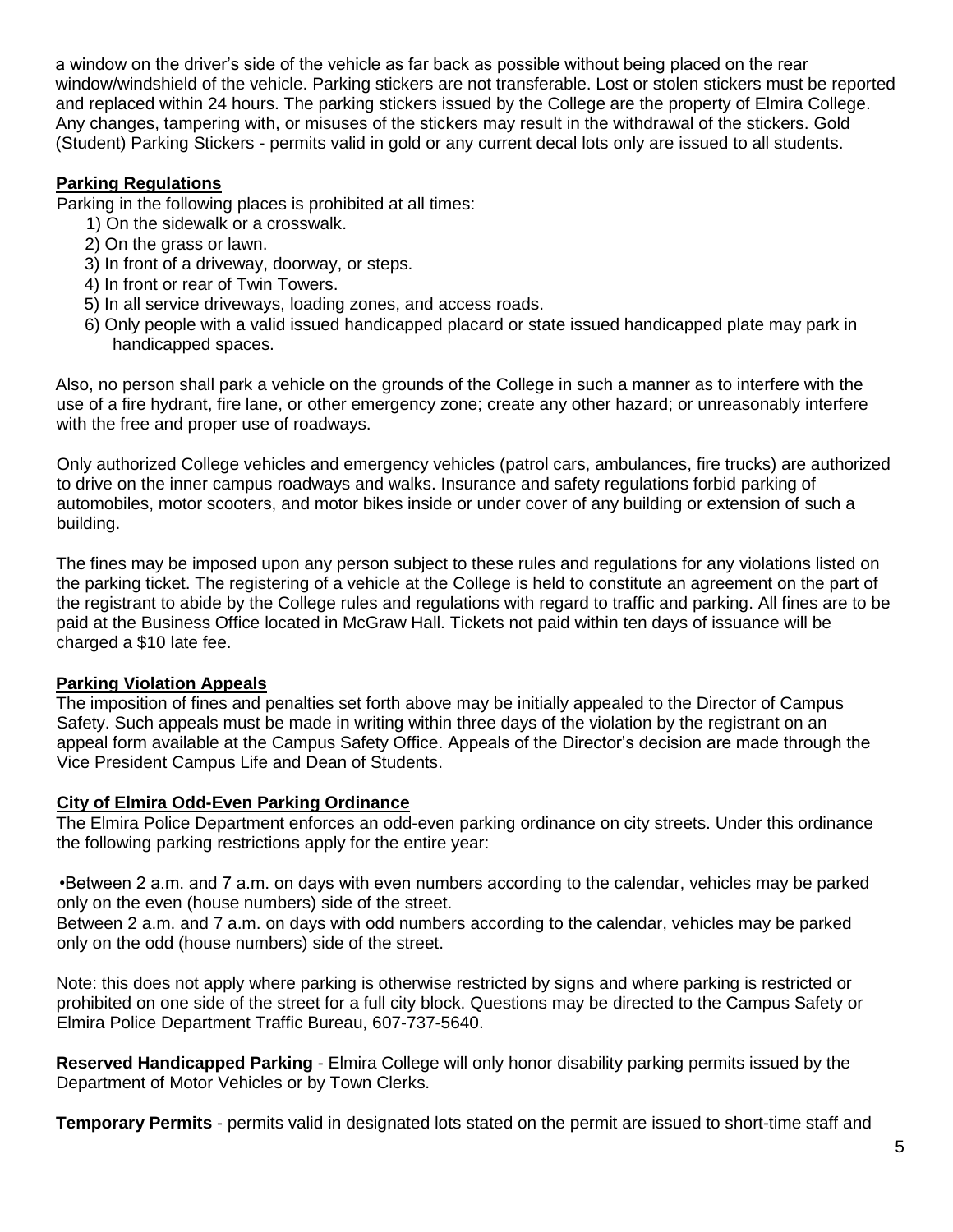a window on the driver's side of the vehicle as far back as possible without being placed on the rear window/windshield of the vehicle. Parking stickers are not transferable. Lost or stolen stickers must be reported and replaced within 24 hours. The parking stickers issued by the College are the property of Elmira College. Any changes, tampering with, or misuses of the stickers may result in the withdrawal of the stickers. Gold (Student) Parking Stickers - permits valid in gold or any current decal lots only are issued to all students.

## Parking Regulations

Parking in the following places is prohibited at all times:

1) On the sidewalk or a crosswalk.
2) On the grass or lawn.
3) In front of a driveway, doorway, or steps.
4) In front or rear of Twin Towers.
5) In all service driveways, loading zones, and access roads.
6) Only people with a valid issued handicapped placard or state issued handicapped plate may park in handicapped spaces.

Also, no person shall park a vehicle on the grounds of the College in such a manner as to interfere with the use of a fire hydrant, fire lane, or other emergency zone; create any other hazard; or unreasonably interfere with the free and proper use of roadways.

Only authorized College vehicles and emergency vehicles (patrol cars, ambulances, fire trucks) are authorized to drive on the inner campus roadways and walks. Insurance and safety regulations forbid parking of automobiles, motor scooters, and motor bikes inside or under cover of any building or extension of such a building.

The fines may be imposed upon any person subject to these rules and regulations for any violations listed on the parking ticket. The registering of a vehicle at the College is held to constitute an agreement on the part of the registrant to abide by the College rules and regulations with regard to traffic and parking. All fines are to be paid at the Business Office located in McGraw Hall. Tickets not paid within ten days of issuance will be charged a $10 late fee.

## Parking Violation Appeals

The imposition of fines and penalties set forth above may be initially appealed to the Director of Campus Safety. Such appeals must be made in writing within three days of the violation by the registrant on an appeal form available at the Campus Safety Office. Appeals of the Director's decision are made through the Vice President Campus Life and Dean of Students.

## City of Elmira Odd-Even Parking Ordinance

The Elmira Police Department enforces an odd-even parking ordinance on city streets. Under this ordinance the following parking restrictions apply for the entire year:

•Between 2 a.m. and 7 a.m. on days with even numbers according to the calendar, vehicles may be parked only on the even (house numbers) side of the street.
Between 2 a.m. and 7 a.m. on days with odd numbers according to the calendar, vehicles may be parked only on the odd (house numbers) side of the street.

Note: this does not apply where parking is otherwise restricted by signs and where parking is restricted or prohibited on one side of the street for a full city block. Questions may be directed to the Campus Safety or Elmira Police Department Traffic Bureau, 607-737-5640.

**Reserved Handicapped Parking** - Elmira College will only honor disability parking permits issued by the Department of Motor Vehicles or by Town Clerks.

**Temporary Permits** - permits valid in designated lots stated on the permit are issued to short-time staff and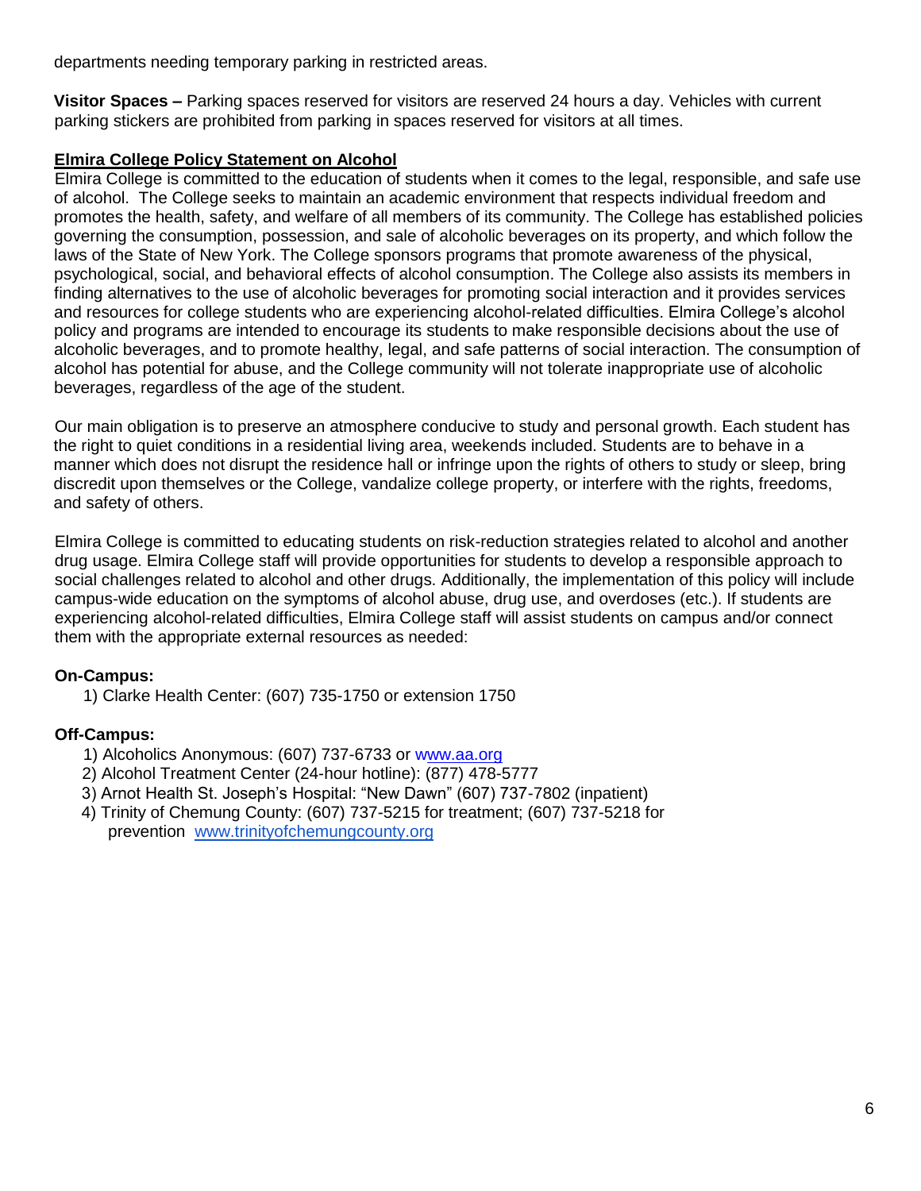departments needing temporary parking in restricted areas.

**Visitor Spaces –** Parking spaces reserved for visitors are reserved 24 hours a day. Vehicles with current parking stickers are prohibited from parking in spaces reserved for visitors at all times.

## Elmira College Policy Statement on Alcohol

Elmira College is committed to the education of students when it comes to the legal, responsible, and safe use of alcohol. The College seeks to maintain an academic environment that respects individual freedom and promotes the health, safety, and welfare of all members of its community. The College has established policies governing the consumption, possession, and sale of alcoholic beverages on its property, and which follow the laws of the State of New York. The College sponsors programs that promote awareness of the physical, psychological, social, and behavioral effects of alcohol consumption. The College also assists its members in finding alternatives to the use of alcoholic beverages for promoting social interaction and it provides services and resources for college students who are experiencing alcohol-related difficulties. Elmira College's alcohol policy and programs are intended to encourage its students to make responsible decisions about the use of alcoholic beverages, and to promote healthy, legal, and safe patterns of social interaction. The consumption of alcohol has potential for abuse, and the College community will not tolerate inappropriate use of alcoholic beverages, regardless of the age of the student.

Our main obligation is to preserve an atmosphere conducive to study and personal growth. Each student has the right to quiet conditions in a residential living area, weekends included. Students are to behave in a manner which does not disrupt the residence hall or infringe upon the rights of others to study or sleep, bring discredit upon themselves or the College, vandalize college property, or interfere with the rights, freedoms, and safety of others.

Elmira College is committed to educating students on risk-reduction strategies related to alcohol and another drug usage. Elmira College staff will provide opportunities for students to develop a responsible approach to social challenges related to alcohol and other drugs. Additionally, the implementation of this policy will include campus-wide education on the symptoms of alcohol abuse, drug use, and overdoses (etc.). If students are experiencing alcohol-related difficulties, Elmira College staff will assist students on campus and/or connect them with the appropriate external resources as needed:

**On-Campus:**

1) Clarke Health Center: (607) 735-1750 or extension 1750

**Off-Campus:**

1) Alcoholics Anonymous: (607) 737-6733 or www.aa.org
2) Alcohol Treatment Center (24-hour hotline): (877) 478-5777
3) Arnot Health St. Joseph's Hospital: "New Dawn" (607) 737-7802 (inpatient)
4) Trinity of Chemung County: (607) 737-5215 for treatment; (607) 737-5218 for prevention www.trinityofchemungcounty.org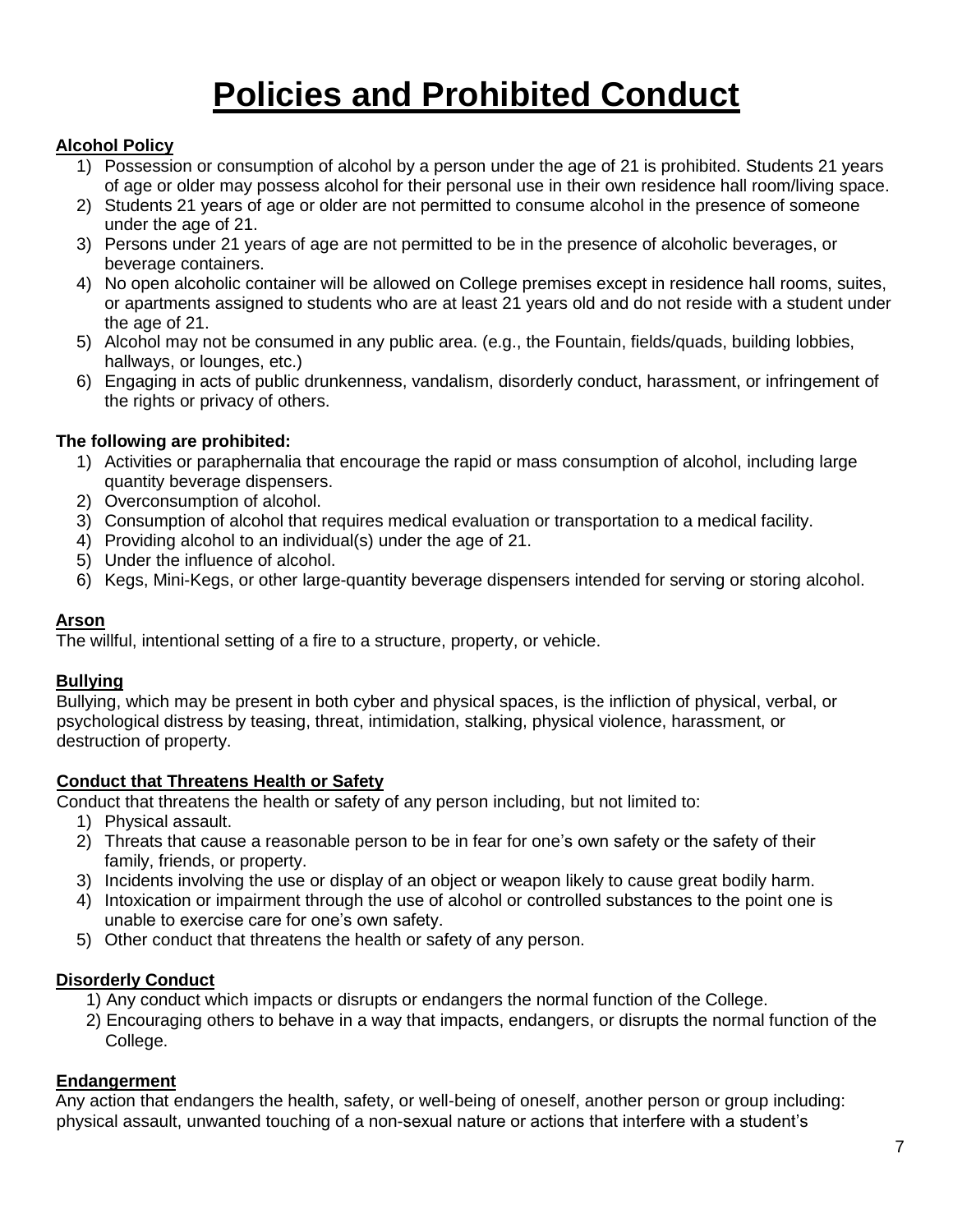# Policies and Prohibited Conduct

## Alcohol Policy

1) Possession or consumption of alcohol by a person under the age of 21 is prohibited. Students 21 years of age or older may possess alcohol for their personal use in their own residence hall room/living space.
2) Students 21 years of age or older are not permitted to consume alcohol in the presence of someone under the age of 21.
3) Persons under 21 years of age are not permitted to be in the presence of alcoholic beverages, or beverage containers.
4) No open alcoholic container will be allowed on College premises except in residence hall rooms, suites, or apartments assigned to students who are at least 21 years old and do not reside with a student under the age of 21.
5) Alcohol may not be consumed in any public area. (e.g., the Fountain, fields/quads, building lobbies, hallways, or lounges, etc.)
6) Engaging in acts of public drunkenness, vandalism, disorderly conduct, harassment, or infringement of the rights or privacy of others.

**The following are prohibited:**

1) Activities or paraphernalia that encourage the rapid or mass consumption of alcohol, including large quantity beverage dispensers.
2) Overconsumption of alcohol.
3) Consumption of alcohol that requires medical evaluation or transportation to a medical facility.
4) Providing alcohol to an individual(s) under the age of 21.
5) Under the influence of alcohol.
6) Kegs, Mini-Kegs, or other large-quantity beverage dispensers intended for serving or storing alcohol.

## Arson

The willful, intentional setting of a fire to a structure, property, or vehicle.

## Bullying

Bullying, which may be present in both cyber and physical spaces, is the infliction of physical, verbal, or psychological distress by teasing, threat, intimidation, stalking, physical violence, harassment, or destruction of property.

## Conduct that Threatens Health or Safety

Conduct that threatens the health or safety of any person including, but not limited to:

1) Physical assault.
2) Threats that cause a reasonable person to be in fear for one's own safety or the safety of their family, friends, or property.
3) Incidents involving the use or display of an object or weapon likely to cause great bodily harm.
4) Intoxication or impairment through the use of alcohol or controlled substances to the point one is unable to exercise care for one's own safety.
5) Other conduct that threatens the health or safety of any person.

## Disorderly Conduct

1) Any conduct which impacts or disrupts or endangers the normal function of the College.
2) Encouraging others to behave in a way that impacts, endangers, or disrupts the normal function of the College.

## Endangerment

Any action that endangers the health, safety, or well-being of oneself, another person or group including: physical assault, unwanted touching of a non-sexual nature or actions that interfere with a student's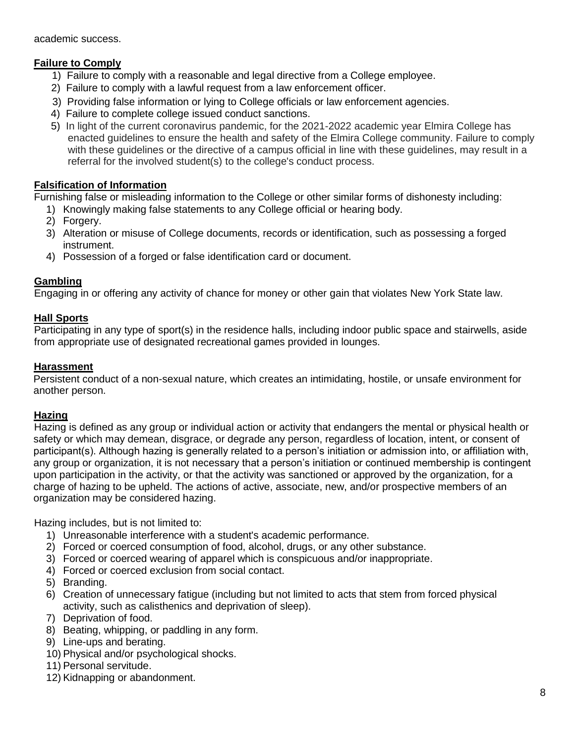academic success.

**Failure to Comply**

1) Failure to comply with a reasonable and legal directive from a College employee.
2) Failure to comply with a lawful request from a law enforcement officer.
3) Providing false information or lying to College officials or law enforcement agencies.
4) Failure to complete college issued conduct sanctions.
5) In light of the current coronavirus pandemic, for the 2021-2022 academic year Elmira College has enacted guidelines to ensure the health and safety of the Elmira College community. Failure to comply with these guidelines or the directive of a campus official in line with these guidelines, may result in a referral for the involved student(s) to the college's conduct process.

**Falsification of Information**

Furnishing false or misleading information to the College or other similar forms of dishonesty including:

1) Knowingly making false statements to any College official or hearing body.
2) Forgery.
3) Alteration or misuse of College documents, records or identification, such as possessing a forged instrument.
4) Possession of a forged or false identification card or document.

**Gambling**

Engaging in or offering any activity of chance for money or other gain that violates New York State law.

**Hall Sports**

Participating in any type of sport(s) in the residence halls, including indoor public space and stairwells, aside from appropriate use of designated recreational games provided in lounges.

**Harassment**

Persistent conduct of a non-sexual nature, which creates an intimidating, hostile, or unsafe environment for another person.

**Hazing**

Hazing is defined as any group or individual action or activity that endangers the mental or physical health or safety or which may demean, disgrace, or degrade any person, regardless of location, intent, or consent of participant(s). Although hazing is generally related to a person's initiation or admission into, or affiliation with, any group or organization, it is not necessary that a person's initiation or continued membership is contingent upon participation in the activity, or that the activity was sanctioned or approved by the organization, for a charge of hazing to be upheld. The actions of active, associate, new, and/or prospective members of an organization may be considered hazing.

Hazing includes, but is not limited to:

1) Unreasonable interference with a student's academic performance.
2) Forced or coerced consumption of food, alcohol, drugs, or any other substance.
3) Forced or coerced wearing of apparel which is conspicuous and/or inappropriate.
4) Forced or coerced exclusion from social contact.
5) Branding.
6) Creation of unnecessary fatigue (including but not limited to acts that stem from forced physical activity, such as calisthenics and deprivation of sleep).
7) Deprivation of food.
8) Beating, whipping, or paddling in any form.
9) Line-ups and berating.
10) Physical and/or psychological shocks.
11) Personal servitude.
12) Kidnapping or abandonment.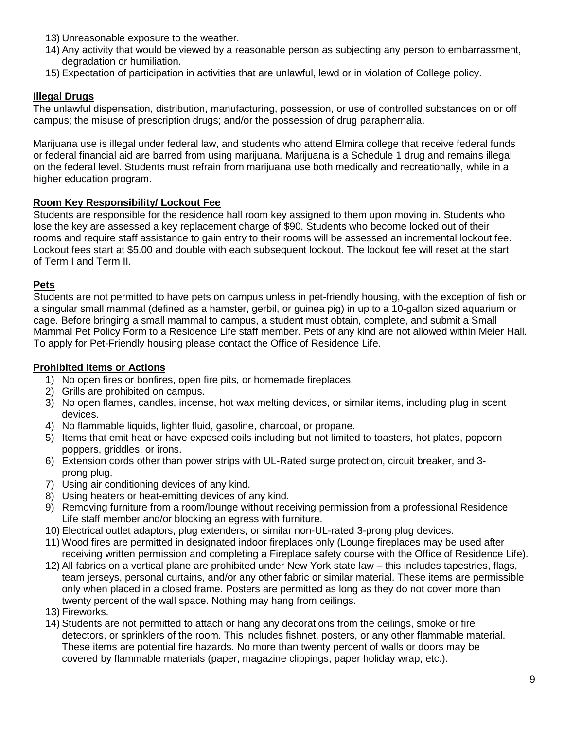13) Unreasonable exposure to the weather.
14) Any activity that would be viewed by a reasonable person as subjecting any person to embarrassment, degradation or humiliation.
15) Expectation of participation in activities that are unlawful, lewd or in violation of College policy.

**Illegal Drugs**

The unlawful dispensation, distribution, manufacturing, possession, or use of controlled substances on or off campus; the misuse of prescription drugs; and/or the possession of drug paraphernalia.

Marijuana use is illegal under federal law, and students who attend Elmira college that receive federal funds or federal financial aid are barred from using marijuana. Marijuana is a Schedule 1 drug and remains illegal on the federal level. Students must refrain from marijuana use both medically and recreationally, while in a higher education program.

**Room Key Responsibility/ Lockout Fee**

Students are responsible for the residence hall room key assigned to them upon moving in. Students who lose the key are assessed a key replacement charge of $90. Students who become locked out of their rooms and require staff assistance to gain entry to their rooms will be assessed an incremental lockout fee. Lockout fees start at $5.00 and double with each subsequent lockout. The lockout fee will reset at the start of Term I and Term II.

**Pets**

Students are not permitted to have pets on campus unless in pet-friendly housing, with the exception of fish or a singular small mammal (defined as a hamster, gerbil, or guinea pig) in up to a 10-gallon sized aquarium or cage. Before bringing a small mammal to campus, a student must obtain, complete, and submit a Small Mammal Pet Policy Form to a Residence Life staff member. Pets of any kind are not allowed within Meier Hall. To apply for Pet-Friendly housing please contact the Office of Residence Life.

**Prohibited Items or Actions**

1) No open fires or bonfires, open fire pits, or homemade fireplaces.
2) Grills are prohibited on campus.
3) No open flames, candles, incense, hot wax melting devices, or similar items, including plug in scent devices.
4) No flammable liquids, lighter fluid, gasoline, charcoal, or propane.
5) Items that emit heat or have exposed coils including but not limited to toasters, hot plates, popcorn poppers, griddles, or irons.
6) Extension cords other than power strips with UL-Rated surge protection, circuit breaker, and 3-prong plug.
7) Using air conditioning devices of any kind.
8) Using heaters or heat-emitting devices of any kind.
9) Removing furniture from a room/lounge without receiving permission from a professional Residence Life staff member and/or blocking an egress with furniture.
10) Electrical outlet adaptors, plug extenders, or similar non-UL-rated 3-prong plug devices.
11) Wood fires are permitted in designated indoor fireplaces only (Lounge fireplaces may be used after receiving written permission and completing a Fireplace safety course with the Office of Residence Life).
12) All fabrics on a vertical plane are prohibited under New York state law – this includes tapestries, flags, team jerseys, personal curtains, and/or any other fabric or similar material. These items are permissible only when placed in a closed frame. Posters are permitted as long as they do not cover more than twenty percent of the wall space. Nothing may hang from ceilings.
13) Fireworks.
14) Students are not permitted to attach or hang any decorations from the ceilings, smoke or fire detectors, or sprinklers of the room. This includes fishnet, posters, or any other flammable material. These items are potential fire hazards. No more than twenty percent of walls or doors may be covered by flammable materials (paper, magazine clippings, paper holiday wrap, etc.).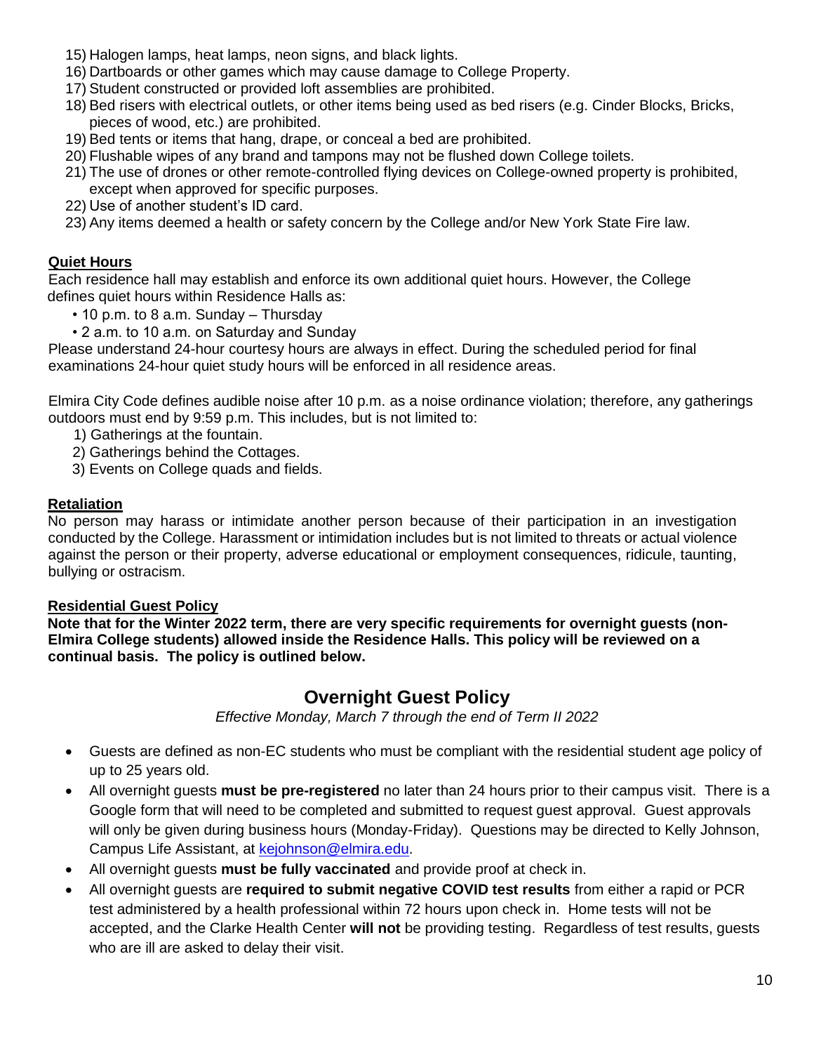15) Halogen lamps, heat lamps, neon signs, and black lights.
16) Dartboards or other games which may cause damage to College Property.
17) Student constructed or provided loft assemblies are prohibited.
18) Bed risers with electrical outlets, or other items being used as bed risers (e.g. Cinder Blocks, Bricks, pieces of wood, etc.) are prohibited.
19) Bed tents or items that hang, drape, or conceal a bed are prohibited.
20) Flushable wipes of any brand and tampons may not be flushed down College toilets.
21) The use of drones or other remote-controlled flying devices on College-owned property is prohibited, except when approved for specific purposes.
22) Use of another student's ID card.
23) Any items deemed a health or safety concern by the College and/or New York State Fire law.

### Quiet Hours

Each residence hall may establish and enforce its own additional quiet hours. However, the College defines quiet hours within Residence Halls as:

- 10 p.m. to 8 a.m. Sunday – Thursday
- 2 a.m. to 10 a.m. on Saturday and Sunday

Please understand 24-hour courtesy hours are always in effect. During the scheduled period for final examinations 24-hour quiet study hours will be enforced in all residence areas.

Elmira City Code defines audible noise after 10 p.m. as a noise ordinance violation; therefore, any gatherings outdoors must end by 9:59 p.m. This includes, but is not limited to:

1) Gatherings at the fountain.
2) Gatherings behind the Cottages.
3) Events on College quads and fields.

### Retaliation

No person may harass or intimidate another person because of their participation in an investigation conducted by the College. Harassment or intimidation includes but is not limited to threats or actual violence against the person or their property, adverse educational or employment consequences, ridicule, taunting, bullying or ostracism.

### Residential Guest Policy

**Note that for the Winter 2022 term, there are very specific requirements for overnight guests (non-Elmira College students) allowed inside the Residence Halls. This policy will be reviewed on a continual basis. The policy is outlined below.**

## Overnight Guest Policy

*Effective Monday, March 7 through the end of Term II 2022*

- Guests are defined as non-EC students who must be compliant with the residential student age policy of up to 25 years old.
- All overnight guests **must be pre-registered** no later than 24 hours prior to their campus visit. There is a Google form that will need to be completed and submitted to request guest approval. Guest approvals will only be given during business hours (Monday-Friday). Questions may be directed to Kelly Johnson, Campus Life Assistant, at kejohnson@elmira.edu.
- All overnight guests **must be fully vaccinated** and provide proof at check in.
- All overnight guests are **required to submit negative COVID test results** from either a rapid or PCR test administered by a health professional within 72 hours upon check in. Home tests will not be accepted, and the Clarke Health Center **will not** be providing testing. Regardless of test results, guests who are ill are asked to delay their visit.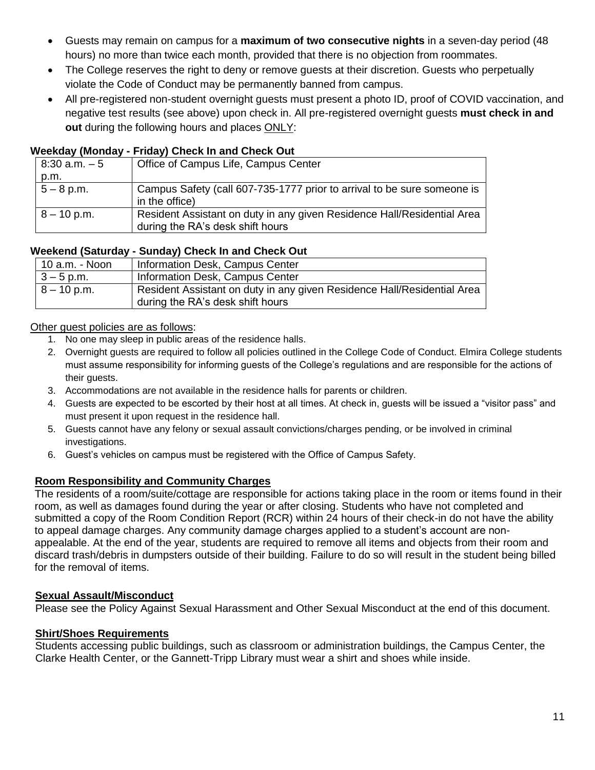- Guests may remain on campus for a **maximum of two consecutive nights** in a seven-day period (48 hours) no more than twice each month, provided that there is no objection from roommates.
- The College reserves the right to deny or remove guests at their discretion. Guests who perpetually violate the Code of Conduct may be permanently banned from campus.
- All pre-registered non-student overnight guests must present a photo ID, proof of COVID vaccination, and negative test results (see above) upon check in. All pre-registered overnight guests **must check in and out** during the following hours and places ONLY:

**Weekday (Monday - Friday) Check In and Check Out**

| | |
|---|---|
| 8:30 a.m. – 5 p.m. | Office of Campus Life, Campus Center |
| 5 – 8 p.m. | Campus Safety (call 607-735-1777 prior to arrival to be sure someone is in the office) |
| 8 – 10 p.m. | Resident Assistant on duty in any given Residence Hall/Residential Area during the RA's desk shift hours |

**Weekend (Saturday - Sunday) Check In and Check Out**

| | |
|---|---|
| 10 a.m. - Noon | Information Desk, Campus Center |
| 3 – 5 p.m. | Information Desk, Campus Center |
| 8 – 10 p.m. | Resident Assistant on duty in any given Residence Hall/Residential Area during the RA's desk shift hours |

Other guest policies are as follows:

1. No one may sleep in public areas of the residence halls.
2. Overnight guests are required to follow all policies outlined in the College Code of Conduct. Elmira College students must assume responsibility for informing guests of the College's regulations and are responsible for the actions of their guests.
3. Accommodations are not available in the residence halls for parents or children.
4. Guests are expected to be escorted by their host at all times. At check in, guests will be issued a "visitor pass" and must present it upon request in the residence hall.
5. Guests cannot have any felony or sexual assault convictions/charges pending, or be involved in criminal investigations.
6. Guest's vehicles on campus must be registered with the Office of Campus Safety.

### Room Responsibility and Community Charges

The residents of a room/suite/cottage are responsible for actions taking place in the room or items found in their room, as well as damages found during the year or after closing. Students who have not completed and submitted a copy of the Room Condition Report (RCR) within 24 hours of their check-in do not have the ability to appeal damage charges. Any community damage charges applied to a student's account are non-appealable. At the end of the year, students are required to remove all items and objects from their room and discard trash/debris in dumpsters outside of their building. Failure to do so will result in the student being billed for the removal of items.

### Sexual Assault/Misconduct

Please see the Policy Against Sexual Harassment and Other Sexual Misconduct at the end of this document.

### Shirt/Shoes Requirements

Students accessing public buildings, such as classroom or administration buildings, the Campus Center, the Clarke Health Center, or the Gannett-Tripp Library must wear a shirt and shoes while inside.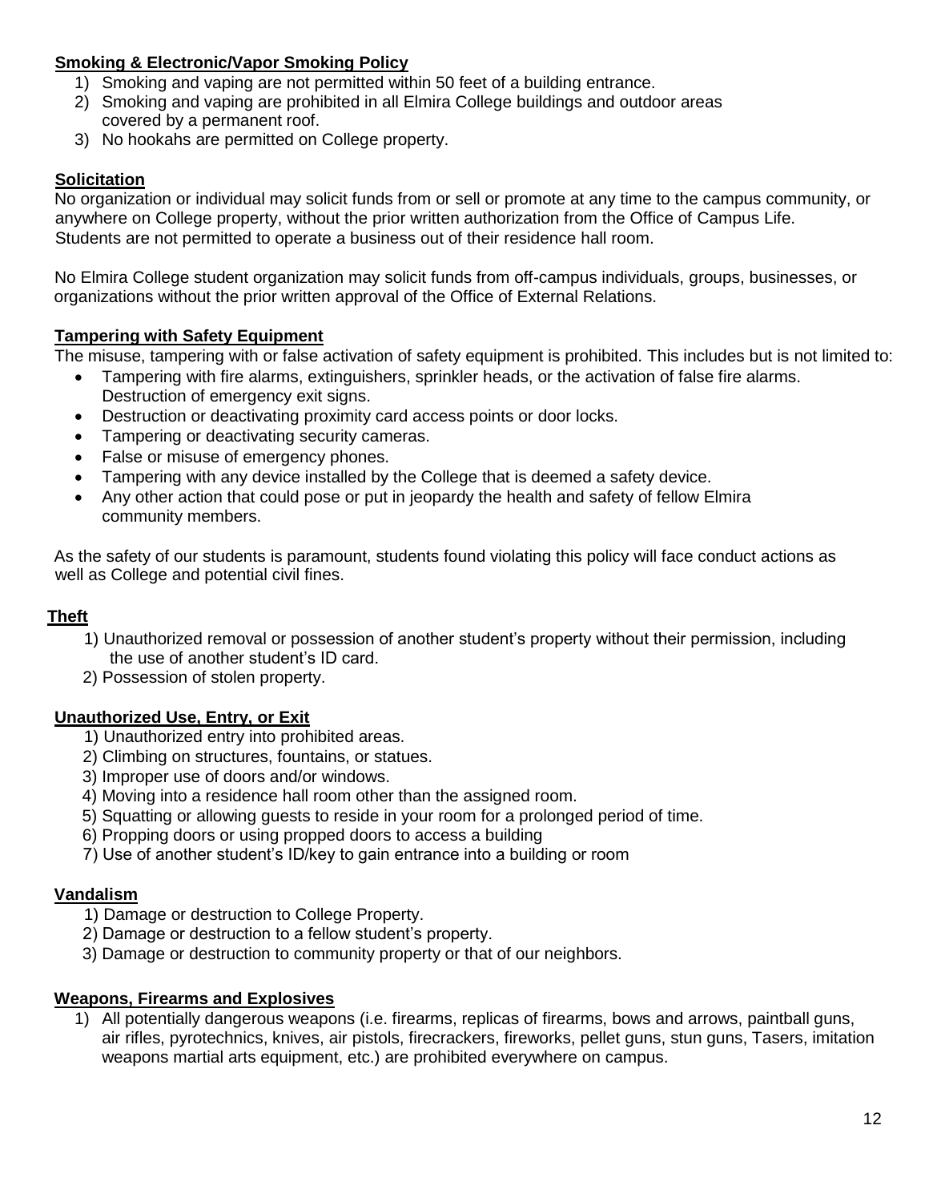**Smoking & Electronic/Vapor Smoking Policy**

1) Smoking and vaping are not permitted within 50 feet of a building entrance.
2) Smoking and vaping are prohibited in all Elmira College buildings and outdoor areas covered by a permanent roof.
3) No hookahs are permitted on College property.

**Solicitation**

No organization or individual may solicit funds from or sell or promote at any time to the campus community, or anywhere on College property, without the prior written authorization from the Office of Campus Life. Students are not permitted to operate a business out of their residence hall room.

No Elmira College student organization may solicit funds from off-campus individuals, groups, businesses, or organizations without the prior written approval of the Office of External Relations.

**Tampering with Safety Equipment**

The misuse, tampering with or false activation of safety equipment is prohibited. This includes but is not limited to:

- Tampering with fire alarms, extinguishers, sprinkler heads, or the activation of false fire alarms. Destruction of emergency exit signs.
- Destruction or deactivating proximity card access points or door locks.
- Tampering or deactivating security cameras.
- False or misuse of emergency phones.
- Tampering with any device installed by the College that is deemed a safety device.
- Any other action that could pose or put in jeopardy the health and safety of fellow Elmira community members.

As the safety of our students is paramount, students found violating this policy will face conduct actions as well as College and potential civil fines.

**Theft**

1) Unauthorized removal or possession of another student's property without their permission, including the use of another student's ID card.
2) Possession of stolen property.

**Unauthorized Use, Entry, or Exit**

1) Unauthorized entry into prohibited areas.
2) Climbing on structures, fountains, or statues.
3) Improper use of doors and/or windows.
4) Moving into a residence hall room other than the assigned room.
5) Squatting or allowing guests to reside in your room for a prolonged period of time.
6) Propping doors or using propped doors to access a building
7) Use of another student's ID/key to gain entrance into a building or room

**Vandalism**

1) Damage or destruction to College Property.
2) Damage or destruction to a fellow student's property.
3) Damage or destruction to community property or that of our neighbors.

**Weapons, Firearms and Explosives**

1) All potentially dangerous weapons (i.e. firearms, replicas of firearms, bows and arrows, paintball guns, air rifles, pyrotechnics, knives, air pistols, firecrackers, fireworks, pellet guns, stun guns, Tasers, imitation weapons martial arts equipment, etc.) are prohibited everywhere on campus.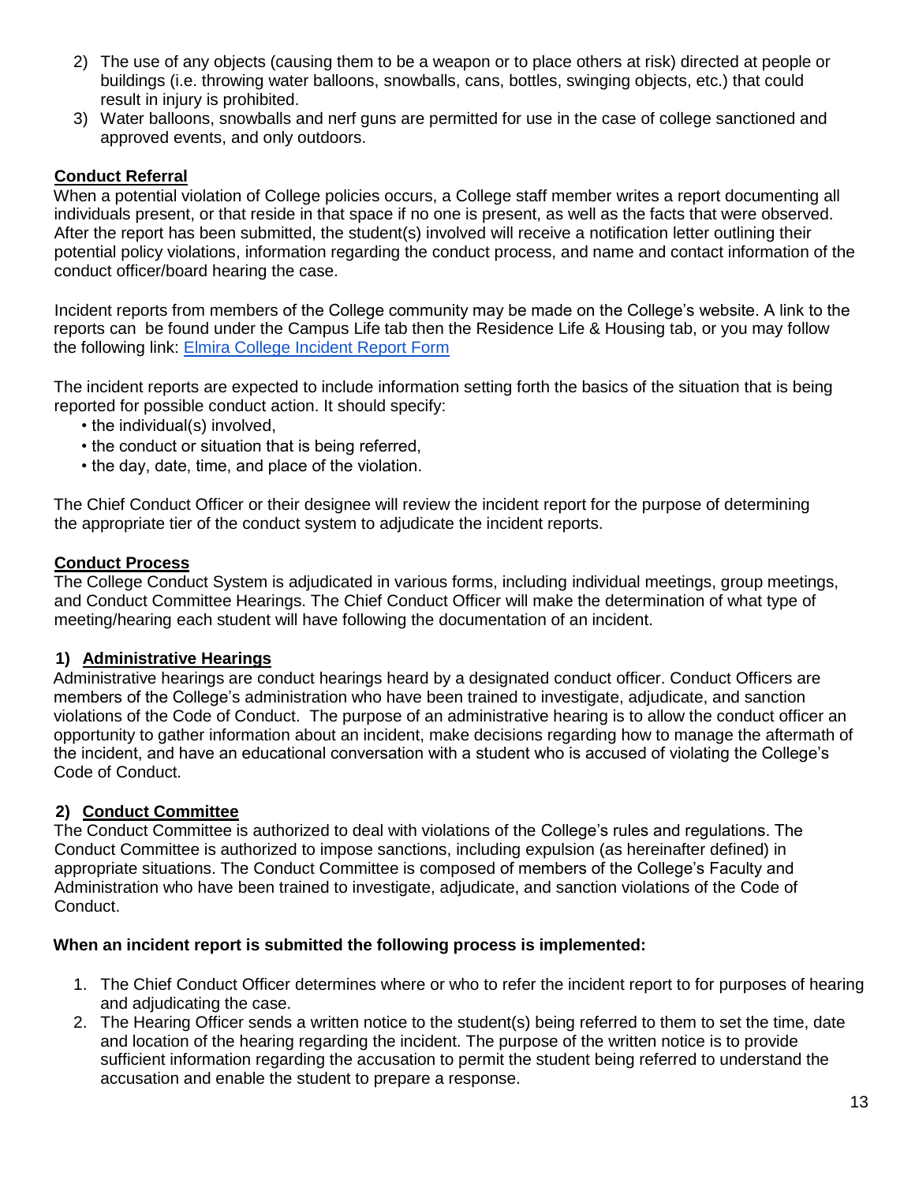2) The use of any objects (causing them to be a weapon or to place others at risk) directed at people or buildings (i.e. throwing water balloons, snowballs, cans, bottles, swinging objects, etc.) that could result in injury is prohibited.
3) Water balloons, snowballs and nerf guns are permitted for use in the case of college sanctioned and approved events, and only outdoors.

## Conduct Referral

When a potential violation of College policies occurs, a College staff member writes a report documenting all individuals present, or that reside in that space if no one is present, as well as the facts that were observed. After the report has been submitted, the student(s) involved will receive a notification letter outlining their potential policy violations, information regarding the conduct process, and name and contact information of the conduct officer/board hearing the case.

Incident reports from members of the College community may be made on the College's website. A link to the reports can be found under the Campus Life tab then the Residence Life & Housing tab, or you may follow the following link: [Elmira College Incident Report Form]

The incident reports are expected to include information setting forth the basics of the situation that is being reported for possible conduct action. It should specify:

- the individual(s) involved,
- the conduct or situation that is being referred,
- the day, date, time, and place of the violation.

The Chief Conduct Officer or their designee will review the incident report for the purpose of determining the appropriate tier of the conduct system to adjudicate the incident reports.

## Conduct Process

The College Conduct System is adjudicated in various forms, including individual meetings, group meetings, and Conduct Committee Hearings. The Chief Conduct Officer will make the determination of what type of meeting/hearing each student will have following the documentation of an incident.

### 1) Administrative Hearings

Administrative hearings are conduct hearings heard by a designated conduct officer. Conduct Officers are members of the College's administration who have been trained to investigate, adjudicate, and sanction violations of the Code of Conduct. The purpose of an administrative hearing is to allow the conduct officer an opportunity to gather information about an incident, make decisions regarding how to manage the aftermath of the incident, and have an educational conversation with a student who is accused of violating the College's Code of Conduct.

### 2) Conduct Committee

The Conduct Committee is authorized to deal with violations of the College's rules and regulations. The Conduct Committee is authorized to impose sanctions, including expulsion (as hereinafter defined) in appropriate situations. The Conduct Committee is composed of members of the College's Faculty and Administration who have been trained to investigate, adjudicate, and sanction violations of the Code of Conduct.

**When an incident report is submitted the following process is implemented:**

1. The Chief Conduct Officer determines where or who to refer the incident report to for purposes of hearing and adjudicating the case.
2. The Hearing Officer sends a written notice to the student(s) being referred to them to set the time, date and location of the hearing regarding the incident. The purpose of the written notice is to provide sufficient information regarding the accusation to permit the student being referred to understand the accusation and enable the student to prepare a response.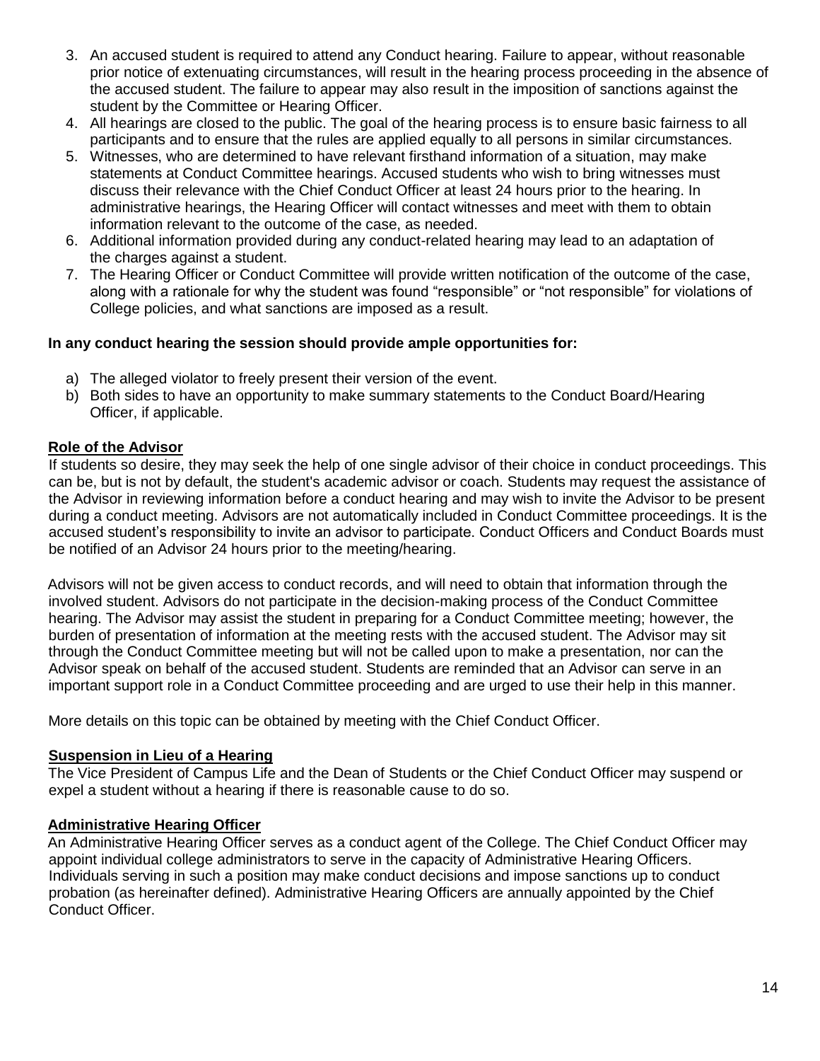3. An accused student is required to attend any Conduct hearing. Failure to appear, without reasonable prior notice of extenuating circumstances, will result in the hearing process proceeding in the absence of the accused student. The failure to appear may also result in the imposition of sanctions against the student by the Committee or Hearing Officer.
4. All hearings are closed to the public. The goal of the hearing process is to ensure basic fairness to all participants and to ensure that the rules are applied equally to all persons in similar circumstances.
5. Witnesses, who are determined to have relevant firsthand information of a situation, may make statements at Conduct Committee hearings. Accused students who wish to bring witnesses must discuss their relevance with the Chief Conduct Officer at least 24 hours prior to the hearing. In administrative hearings, the Hearing Officer will contact witnesses and meet with them to obtain information relevant to the outcome of the case, as needed.
6. Additional information provided during any conduct-related hearing may lead to an adaptation of the charges against a student.
7. The Hearing Officer or Conduct Committee will provide written notification of the outcome of the case, along with a rationale for why the student was found "responsible" or "not responsible" for violations of College policies, and what sanctions are imposed as a result.

**In any conduct hearing the session should provide ample opportunities for:**

a) The alleged violator to freely present their version of the event.
b) Both sides to have an opportunity to make summary statements to the Conduct Board/Hearing Officer, if applicable.

**Role of the Advisor**

If students so desire, they may seek the help of one single advisor of their choice in conduct proceedings. This can be, but is not by default, the student's academic advisor or coach. Students may request the assistance of the Advisor in reviewing information before a conduct hearing and may wish to invite the Advisor to be present during a conduct meeting. Advisors are not automatically included in Conduct Committee proceedings. It is the accused student's responsibility to invite an advisor to participate. Conduct Officers and Conduct Boards must be notified of an Advisor 24 hours prior to the meeting/hearing.

Advisors will not be given access to conduct records, and will need to obtain that information through the involved student. Advisors do not participate in the decision-making process of the Conduct Committee hearing. The Advisor may assist the student in preparing for a Conduct Committee meeting; however, the burden of presentation of information at the meeting rests with the accused student. The Advisor may sit through the Conduct Committee meeting but will not be called upon to make a presentation, nor can the Advisor speak on behalf of the accused student. Students are reminded that an Advisor can serve in an important support role in a Conduct Committee proceeding and are urged to use their help in this manner.

More details on this topic can be obtained by meeting with the Chief Conduct Officer.

**Suspension in Lieu of a Hearing**

The Vice President of Campus Life and the Dean of Students or the Chief Conduct Officer may suspend or expel a student without a hearing if there is reasonable cause to do so.

**Administrative Hearing Officer**

An Administrative Hearing Officer serves as a conduct agent of the College. The Chief Conduct Officer may appoint individual college administrators to serve in the capacity of Administrative Hearing Officers. Individuals serving in such a position may make conduct decisions and impose sanctions up to conduct probation (as hereinafter defined). Administrative Hearing Officers are annually appointed by the Chief Conduct Officer.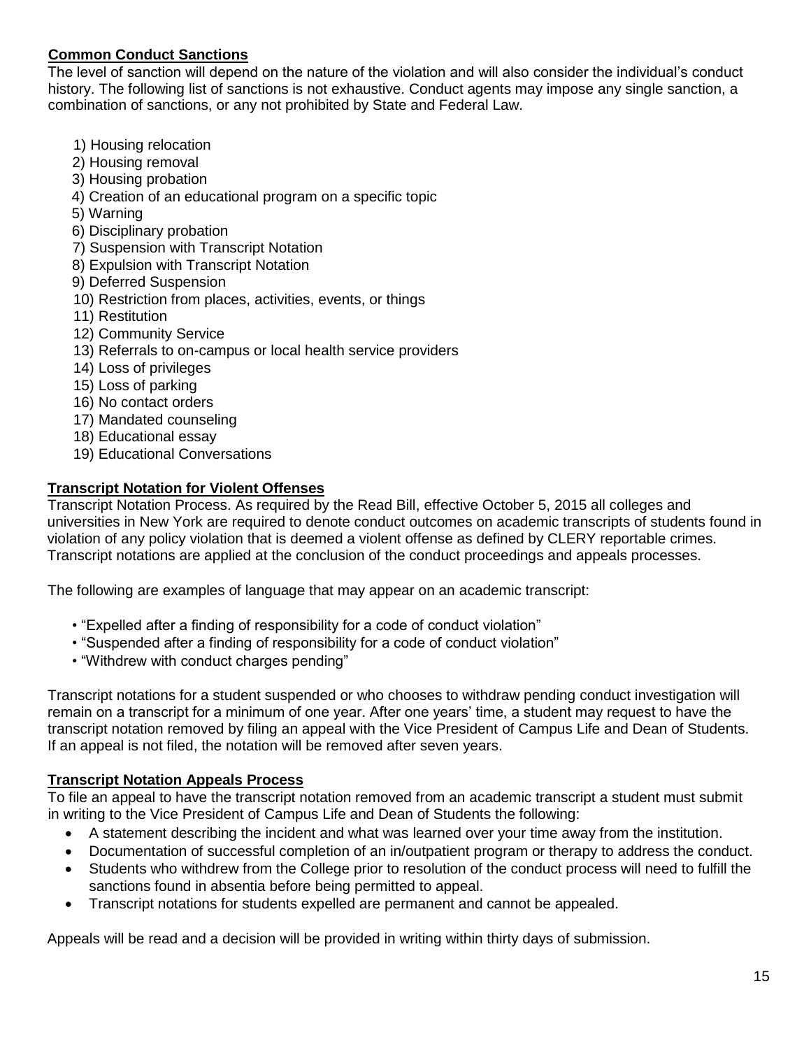**Common Conduct Sanctions**

The level of sanction will depend on the nature of the violation and will also consider the individual's conduct history. The following list of sanctions is not exhaustive. Conduct agents may impose any single sanction, a combination of sanctions, or any not prohibited by State and Federal Law.

1) Housing relocation
2) Housing removal
3) Housing probation
4) Creation of an educational program on a specific topic
5) Warning
6) Disciplinary probation
7) Suspension with Transcript Notation
8) Expulsion with Transcript Notation
9) Deferred Suspension
10) Restriction from places, activities, events, or things
11) Restitution
12) Community Service
13) Referrals to on-campus or local health service providers
14) Loss of privileges
15) Loss of parking
16) No contact orders
17) Mandated counseling
18) Educational essay
19) Educational Conversations

**Transcript Notation for Violent Offenses**

Transcript Notation Process. As required by the Read Bill, effective October 5, 2015 all colleges and universities in New York are required to denote conduct outcomes on academic transcripts of students found in violation of any policy violation that is deemed a violent offense as defined by CLERY reportable crimes. Transcript notations are applied at the conclusion of the conduct proceedings and appeals processes.

The following are examples of language that may appear on an academic transcript:

- "Expelled after a finding of responsibility for a code of conduct violation"
- "Suspended after a finding of responsibility for a code of conduct violation"
- "Withdrew with conduct charges pending"

Transcript notations for a student suspended or who chooses to withdraw pending conduct investigation will remain on a transcript for a minimum of one year. After one years' time, a student may request to have the transcript notation removed by filing an appeal with the Vice President of Campus Life and Dean of Students. If an appeal is not filed, the notation will be removed after seven years.

**Transcript Notation Appeals Process**

To file an appeal to have the transcript notation removed from an academic transcript a student must submit in writing to the Vice President of Campus Life and Dean of Students the following:

- A statement describing the incident and what was learned over your time away from the institution.
- Documentation of successful completion of an in/outpatient program or therapy to address the conduct.
- Students who withdrew from the College prior to resolution of the conduct process will need to fulfill the sanctions found in absentia before being permitted to appeal.
- Transcript notations for students expelled are permanent and cannot be appealed.

Appeals will be read and a decision will be provided in writing within thirty days of submission.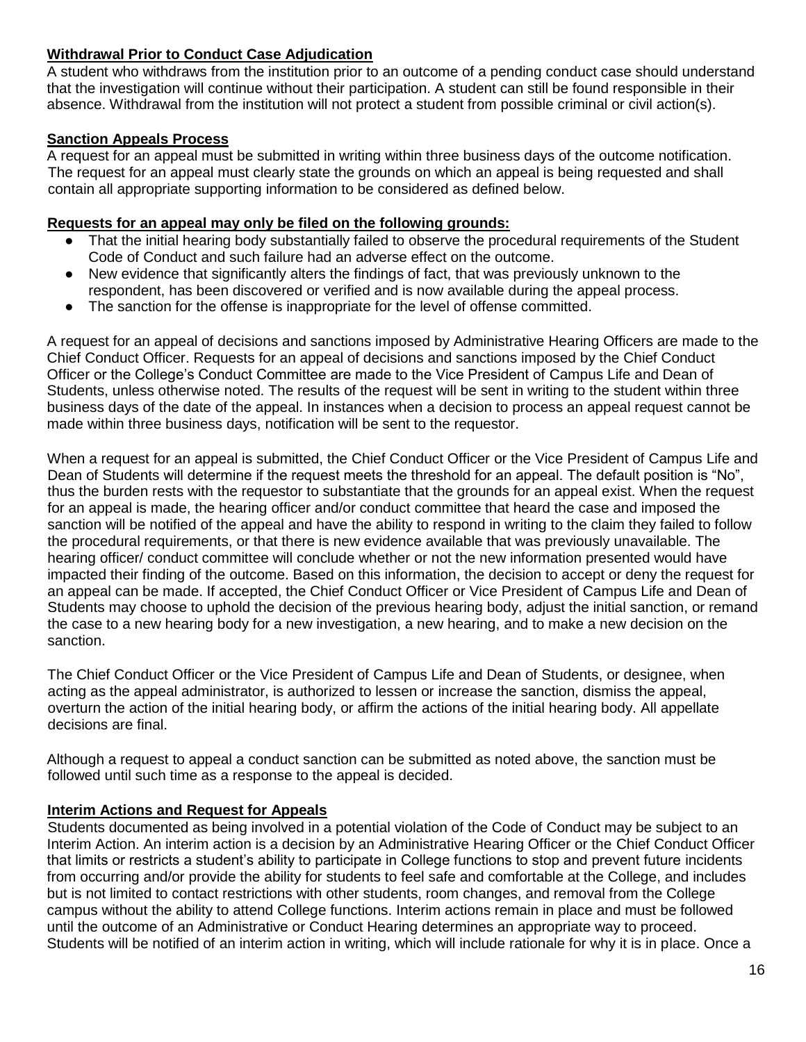**Withdrawal Prior to Conduct Case Adjudication**

A student who withdraws from the institution prior to an outcome of a pending conduct case should understand that the investigation will continue without their participation. A student can still be found responsible in their absence. Withdrawal from the institution will not protect a student from possible criminal or civil action(s).

**Sanction Appeals Process**

A request for an appeal must be submitted in writing within three business days of the outcome notification. The request for an appeal must clearly state the grounds on which an appeal is being requested and shall contain all appropriate supporting information to be considered as defined below.

**Requests for an appeal may only be filed on the following grounds:**

- That the initial hearing body substantially failed to observe the procedural requirements of the Student Code of Conduct and such failure had an adverse effect on the outcome.
- New evidence that significantly alters the findings of fact, that was previously unknown to the respondent, has been discovered or verified and is now available during the appeal process.
- The sanction for the offense is inappropriate for the level of offense committed.

A request for an appeal of decisions and sanctions imposed by Administrative Hearing Officers are made to the Chief Conduct Officer. Requests for an appeal of decisions and sanctions imposed by the Chief Conduct Officer or the College's Conduct Committee are made to the Vice President of Campus Life and Dean of Students, unless otherwise noted. The results of the request will be sent in writing to the student within three business days of the date of the appeal. In instances when a decision to process an appeal request cannot be made within three business days, notification will be sent to the requestor.

When a request for an appeal is submitted, the Chief Conduct Officer or the Vice President of Campus Life and Dean of Students will determine if the request meets the threshold for an appeal. The default position is "No", thus the burden rests with the requestor to substantiate that the grounds for an appeal exist. When the request for an appeal is made, the hearing officer and/or conduct committee that heard the case and imposed the sanction will be notified of the appeal and have the ability to respond in writing to the claim they failed to follow the procedural requirements, or that there is new evidence available that was previously unavailable. The hearing officer/ conduct committee will conclude whether or not the new information presented would have impacted their finding of the outcome. Based on this information, the decision to accept or deny the request for an appeal can be made. If accepted, the Chief Conduct Officer or Vice President of Campus Life and Dean of Students may choose to uphold the decision of the previous hearing body, adjust the initial sanction, or remand the case to a new hearing body for a new investigation, a new hearing, and to make a new decision on the sanction.

The Chief Conduct Officer or the Vice President of Campus Life and Dean of Students, or designee, when acting as the appeal administrator, is authorized to lessen or increase the sanction, dismiss the appeal, overturn the action of the initial hearing body, or affirm the actions of the initial hearing body. All appellate decisions are final.

Although a request to appeal a conduct sanction can be submitted as noted above, the sanction must be followed until such time as a response to the appeal is decided.

**Interim Actions and Request for Appeals**

Students documented as being involved in a potential violation of the Code of Conduct may be subject to an Interim Action. An interim action is a decision by an Administrative Hearing Officer or the Chief Conduct Officer that limits or restricts a student's ability to participate in College functions to stop and prevent future incidents from occurring and/or provide the ability for students to feel safe and comfortable at the College, and includes but is not limited to contact restrictions with other students, room changes, and removal from the College campus without the ability to attend College functions. Interim actions remain in place and must be followed until the outcome of an Administrative or Conduct Hearing determines an appropriate way to proceed. Students will be notified of an interim action in writing, which will include rationale for why it is in place. Once a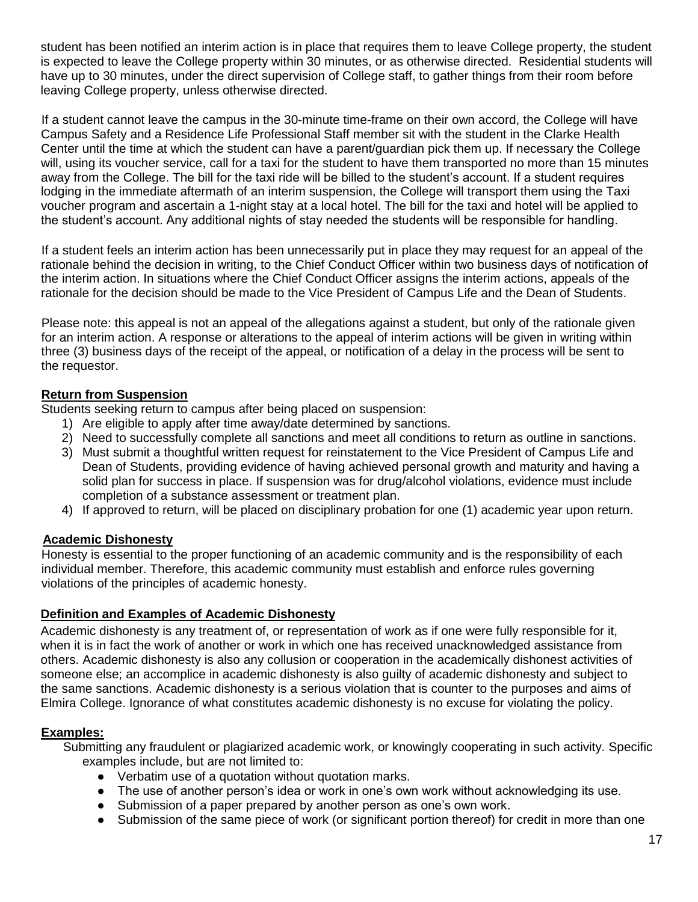student has been notified an interim action is in place that requires them to leave College property, the student is expected to leave the College property within 30 minutes, or as otherwise directed. Residential students will have up to 30 minutes, under the direct supervision of College staff, to gather things from their room before leaving College property, unless otherwise directed.

If a student cannot leave the campus in the 30-minute time-frame on their own accord, the College will have Campus Safety and a Residence Life Professional Staff member sit with the student in the Clarke Health Center until the time at which the student can have a parent/guardian pick them up. If necessary the College will, using its voucher service, call for a taxi for the student to have them transported no more than 15 minutes away from the College. The bill for the taxi ride will be billed to the student's account. If a student requires lodging in the immediate aftermath of an interim suspension, the College will transport them using the Taxi voucher program and ascertain a 1-night stay at a local hotel. The bill for the taxi and hotel will be applied to the student's account. Any additional nights of stay needed the students will be responsible for handling.

If a student feels an interim action has been unnecessarily put in place they may request for an appeal of the rationale behind the decision in writing, to the Chief Conduct Officer within two business days of notification of the interim action. In situations where the Chief Conduct Officer assigns the interim actions, appeals of the rationale for the decision should be made to the Vice President of Campus Life and the Dean of Students.

Please note: this appeal is not an appeal of the allegations against a student, but only of the rationale given for an interim action. A response or alterations to the appeal of interim actions will be given in writing within three (3) business days of the receipt of the appeal, or notification of a delay in the process will be sent to the requestor.

## Return from Suspension

Students seeking return to campus after being placed on suspension:

1) Are eligible to apply after time away/date determined by sanctions.
2) Need to successfully complete all sanctions and meet all conditions to return as outline in sanctions.
3) Must submit a thoughtful written request for reinstatement to the Vice President of Campus Life and Dean of Students, providing evidence of having achieved personal growth and maturity and having a solid plan for success in place. If suspension was for drug/alcohol violations, evidence must include completion of a substance assessment or treatment plan.
4) If approved to return, will be placed on disciplinary probation for one (1) academic year upon return.

## Academic Dishonesty

Honesty is essential to the proper functioning of an academic community and is the responsibility of each individual member. Therefore, this academic community must establish and enforce rules governing violations of the principles of academic honesty.

## Definition and Examples of Academic Dishonesty

Academic dishonesty is any treatment of, or representation of work as if one were fully responsible for it, when it is in fact the work of another or work in which one has received unacknowledged assistance from others. Academic dishonesty is also any collusion or cooperation in the academically dishonest activities of someone else; an accomplice in academic dishonesty is also guilty of academic dishonesty and subject to the same sanctions. Academic dishonesty is a serious violation that is counter to the purposes and aims of Elmira College. Ignorance of what constitutes academic dishonesty is no excuse for violating the policy.

## Examples:

Submitting any fraudulent or plagiarized academic work, or knowingly cooperating in such activity. Specific examples include, but are not limited to:

- Verbatim use of a quotation without quotation marks.
- The use of another person's idea or work in one's own work without acknowledging its use.
- Submission of a paper prepared by another person as one's own work.
- Submission of the same piece of work (or significant portion thereof) for credit in more than one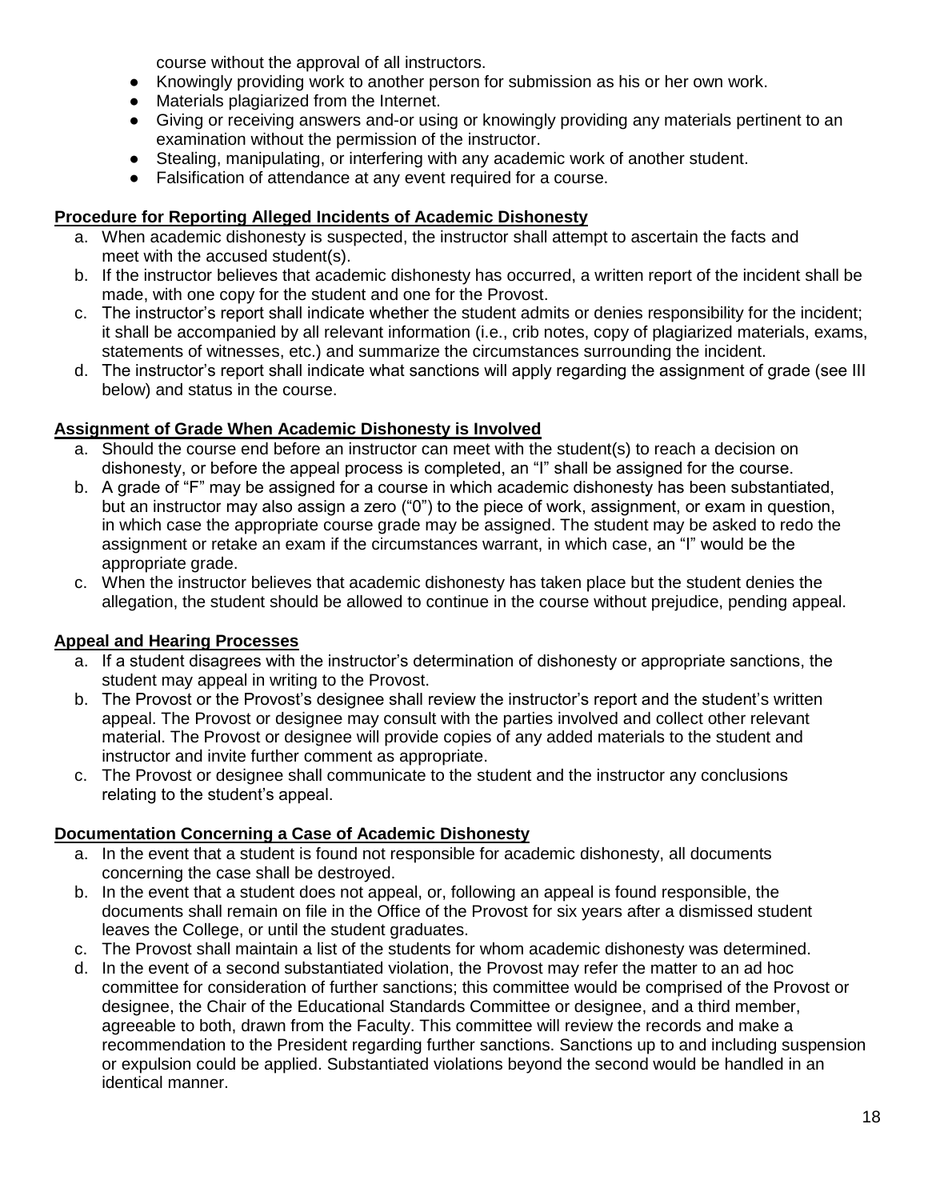course without the approval of all instructors.

- Knowingly providing work to another person for submission as his or her own work.
- Materials plagiarized from the Internet.
- Giving or receiving answers and-or using or knowingly providing any materials pertinent to an examination without the permission of the instructor.
- Stealing, manipulating, or interfering with any academic work of another student.
- Falsification of attendance at any event required for a course.

**Procedure for Reporting Alleged Incidents of Academic Dishonesty**

a. When academic dishonesty is suspected, the instructor shall attempt to ascertain the facts and meet with the accused student(s).
b. If the instructor believes that academic dishonesty has occurred, a written report of the incident shall be made, with one copy for the student and one for the Provost.
c. The instructor's report shall indicate whether the student admits or denies responsibility for the incident; it shall be accompanied by all relevant information (i.e., crib notes, copy of plagiarized materials, exams, statements of witnesses, etc.) and summarize the circumstances surrounding the incident.
d. The instructor's report shall indicate what sanctions will apply regarding the assignment of grade (see III below) and status in the course.

**Assignment of Grade When Academic Dishonesty is Involved**

a. Should the course end before an instructor can meet with the student(s) to reach a decision on dishonesty, or before the appeal process is completed, an "I" shall be assigned for the course.
b. A grade of "F" may be assigned for a course in which academic dishonesty has been substantiated, but an instructor may also assign a zero ("0") to the piece of work, assignment, or exam in question, in which case the appropriate course grade may be assigned. The student may be asked to redo the assignment or retake an exam if the circumstances warrant, in which case, an "I" would be the appropriate grade.
c. When the instructor believes that academic dishonesty has taken place but the student denies the allegation, the student should be allowed to continue in the course without prejudice, pending appeal.

**Appeal and Hearing Processes**

a. If a student disagrees with the instructor's determination of dishonesty or appropriate sanctions, the student may appeal in writing to the Provost.
b. The Provost or the Provost's designee shall review the instructor's report and the student's written appeal. The Provost or designee may consult with the parties involved and collect other relevant material. The Provost or designee will provide copies of any added materials to the student and instructor and invite further comment as appropriate.
c. The Provost or designee shall communicate to the student and the instructor any conclusions relating to the student's appeal.

**Documentation Concerning a Case of Academic Dishonesty**

a. In the event that a student is found not responsible for academic dishonesty, all documents concerning the case shall be destroyed.
b. In the event that a student does not appeal, or, following an appeal is found responsible, the documents shall remain on file in the Office of the Provost for six years after a dismissed student leaves the College, or until the student graduates.
c. The Provost shall maintain a list of the students for whom academic dishonesty was determined.
d. In the event of a second substantiated violation, the Provost may refer the matter to an ad hoc committee for consideration of further sanctions; this committee would be comprised of the Provost or designee, the Chair of the Educational Standards Committee or designee, and a third member, agreeable to both, drawn from the Faculty. This committee will review the records and make a recommendation to the President regarding further sanctions. Sanctions up to and including suspension or expulsion could be applied. Substantiated violations beyond the second would be handled in an identical manner.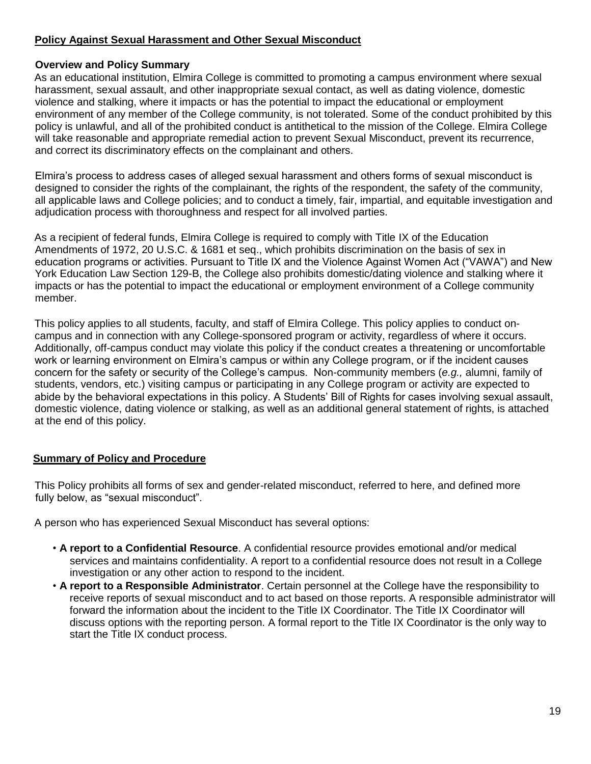**Policy Against Sexual Harassment and Other Sexual Misconduct**

**Overview and Policy Summary**

As an educational institution, Elmira College is committed to promoting a campus environment where sexual harassment, sexual assault, and other inappropriate sexual contact, as well as dating violence, domestic violence and stalking, where it impacts or has the potential to impact the educational or employment environment of any member of the College community, is not tolerated. Some of the conduct prohibited by this policy is unlawful, and all of the prohibited conduct is antithetical to the mission of the College. Elmira College will take reasonable and appropriate remedial action to prevent Sexual Misconduct, prevent its recurrence, and correct its discriminatory effects on the complainant and others.

Elmira's process to address cases of alleged sexual harassment and others forms of sexual misconduct is designed to consider the rights of the complainant, the rights of the respondent, the safety of the community, all applicable laws and College policies; and to conduct a timely, fair, impartial, and equitable investigation and adjudication process with thoroughness and respect for all involved parties.

As a recipient of federal funds, Elmira College is required to comply with Title IX of the Education Amendments of 1972, 20 U.S.C. & 1681 et seq., which prohibits discrimination on the basis of sex in education programs or activities. Pursuant to Title IX and the Violence Against Women Act ("VAWA") and New York Education Law Section 129-B, the College also prohibits domestic/dating violence and stalking where it impacts or has the potential to impact the educational or employment environment of a College community member.

This policy applies to all students, faculty, and staff of Elmira College. This policy applies to conduct on-campus and in connection with any College-sponsored program or activity, regardless of where it occurs. Additionally, off-campus conduct may violate this policy if the conduct creates a threatening or uncomfortable work or learning environment on Elmira's campus or within any College program, or if the incident causes concern for the safety or security of the College's campus. Non-community members (*e.g.,* alumni, family of students, vendors, etc.) visiting campus or participating in any College program or activity are expected to abide by the behavioral expectations in this policy. A Students' Bill of Rights for cases involving sexual assault, domestic violence, dating violence or stalking, as well as an additional general statement of rights, is attached at the end of this policy.

**Summary of Policy and Procedure**

This Policy prohibits all forms of sex and gender-related misconduct, referred to here, and defined more fully below, as "sexual misconduct".

A person who has experienced Sexual Misconduct has several options:

- **A report to a Confidential Resource**. A confidential resource provides emotional and/or medical services and maintains confidentiality. A report to a confidential resource does not result in a College investigation or any other action to respond to the incident.
- **A report to a Responsible Administrator**. Certain personnel at the College have the responsibility to receive reports of sexual misconduct and to act based on those reports. A responsible administrator will forward the information about the incident to the Title IX Coordinator. The Title IX Coordinator will discuss options with the reporting person. A formal report to the Title IX Coordinator is the only way to start the Title IX conduct process.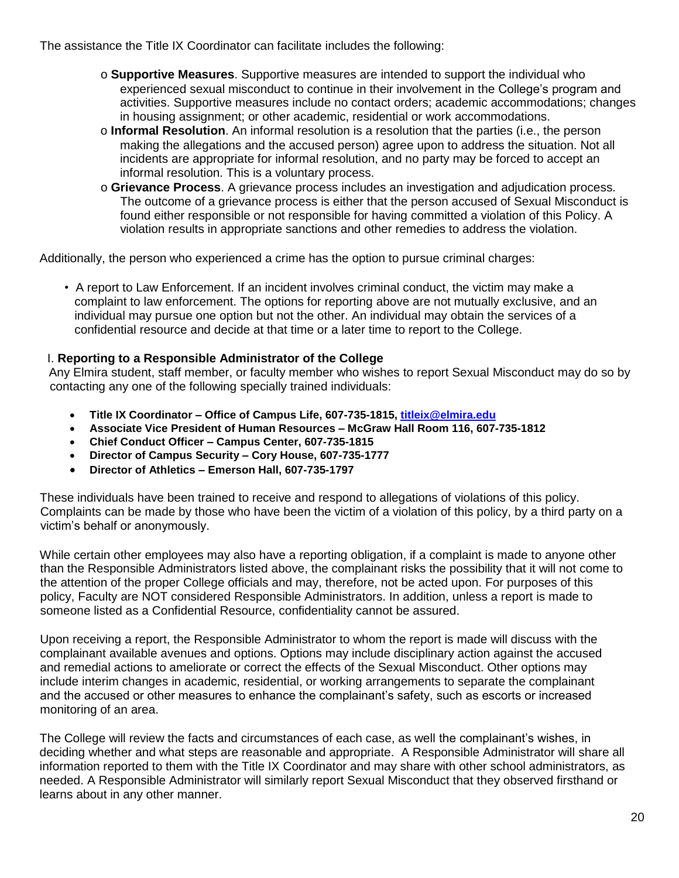The assistance the Title IX Coordinator can facilitate includes the following:

- **Supportive Measures**. Supportive measures are intended to support the individual who experienced sexual misconduct to continue in their involvement in the College's program and activities. Supportive measures include no contact orders; academic accommodations; changes in housing assignment; or other academic, residential or work accommodations.
- **Informal Resolution**. An informal resolution is a resolution that the parties (i.e., the person making the allegations and the accused person) agree upon to address the situation. Not all incidents are appropriate for informal resolution, and no party may be forced to accept an informal resolution. This is a voluntary process.
- **Grievance Process**. A grievance process includes an investigation and adjudication process. The outcome of a grievance process is either that the person accused of Sexual Misconduct is found either responsible or not responsible for having committed a violation of this Policy. A violation results in appropriate sanctions and other remedies to address the violation.

Additionally, the person who experienced a crime has the option to pursue criminal charges:

- A report to Law Enforcement. If an incident involves criminal conduct, the victim may make a complaint to law enforcement. The options for reporting above are not mutually exclusive, and an individual may pursue one option but not the other. An individual may obtain the services of a confidential resource and decide at that time or a later time to report to the College.

## I. Reporting to a Responsible Administrator of the College

Any Elmira student, staff member, or faculty member who wishes to report Sexual Misconduct may do so by contacting any one of the following specially trained individuals:

- **Title IX Coordinator – Office of Campus Life, 607-735-1815, titleix@elmira.edu**
- **Associate Vice President of Human Resources – McGraw Hall Room 116, 607-735-1812**
- **Chief Conduct Officer – Campus Center, 607-735-1815**
- **Director of Campus Security – Cory House, 607-735-1777**
- **Director of Athletics – Emerson Hall, 607-735-1797**

These individuals have been trained to receive and respond to allegations of violations of this policy. Complaints can be made by those who have been the victim of a violation of this policy, by a third party on a victim's behalf or anonymously.

While certain other employees may also have a reporting obligation, if a complaint is made to anyone other than the Responsible Administrators listed above, the complainant risks the possibility that it will not come to the attention of the proper College officials and may, therefore, not be acted upon. For purposes of this policy, Faculty are NOT considered Responsible Administrators. In addition, unless a report is made to someone listed as a Confidential Resource, confidentiality cannot be assured.

Upon receiving a report, the Responsible Administrator to whom the report is made will discuss with the complainant available avenues and options. Options may include disciplinary action against the accused and remedial actions to ameliorate or correct the effects of the Sexual Misconduct. Other options may include interim changes in academic, residential, or working arrangements to separate the complainant and the accused or other measures to enhance the complainant's safety, such as escorts or increased monitoring of an area.

The College will review the facts and circumstances of each case, as well the complainant's wishes, in deciding whether and what steps are reasonable and appropriate. A Responsible Administrator will share all information reported to them with the Title IX Coordinator and may share with other school administrators, as needed. A Responsible Administrator will similarly report Sexual Misconduct that they observed firsthand or learns about in any other manner.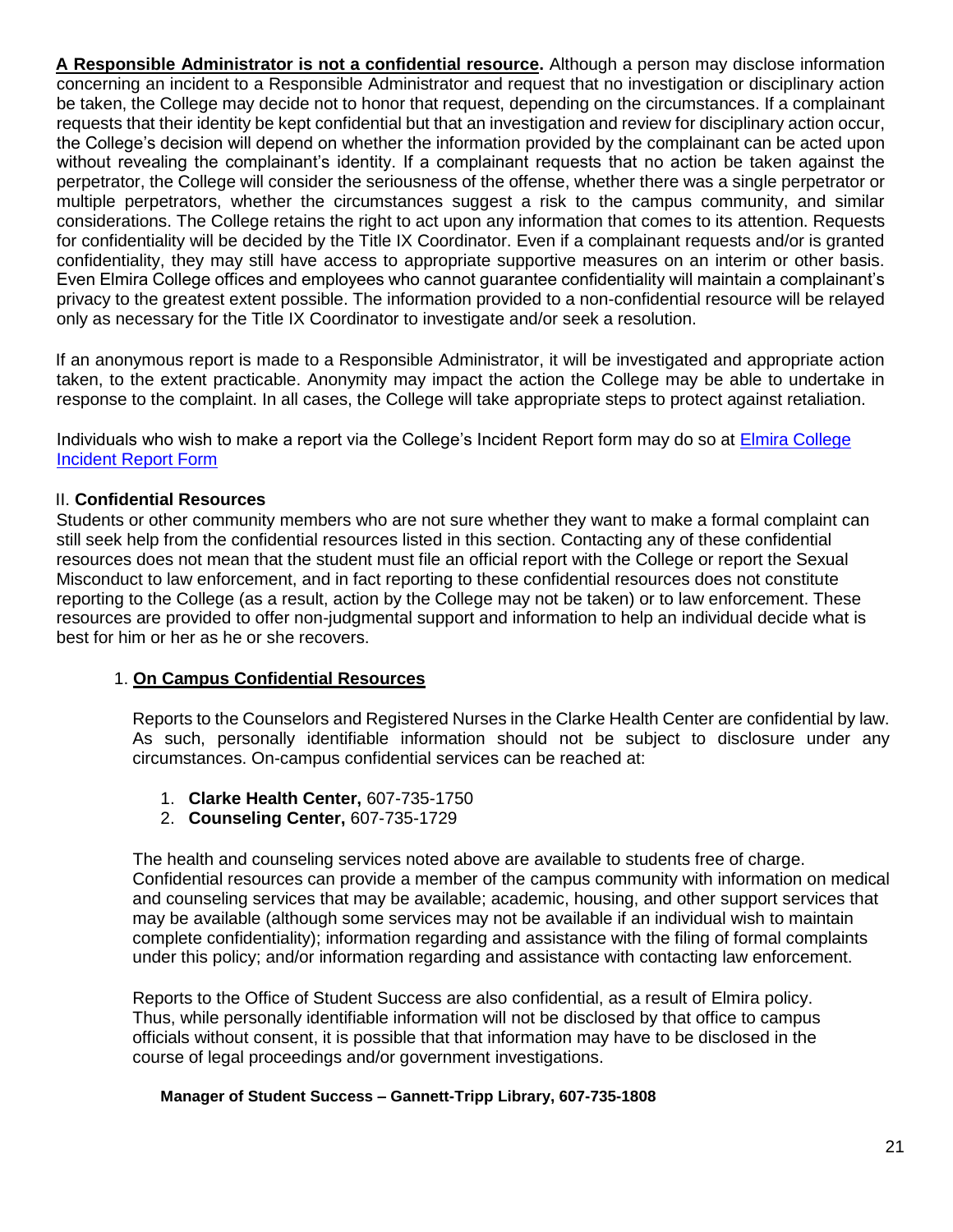**A Responsible Administrator is not a confidential resource.** Although a person may disclose information concerning an incident to a Responsible Administrator and request that no investigation or disciplinary action be taken, the College may decide not to honor that request, depending on the circumstances. If a complainant requests that their identity be kept confidential but that an investigation and review for disciplinary action occur, the College's decision will depend on whether the information provided by the complainant can be acted upon without revealing the complainant's identity. If a complainant requests that no action be taken against the perpetrator, the College will consider the seriousness of the offense, whether there was a single perpetrator or multiple perpetrators, whether the circumstances suggest a risk to the campus community, and similar considerations. The College retains the right to act upon any information that comes to its attention. Requests for confidentiality will be decided by the Title IX Coordinator. Even if a complainant requests and/or is granted confidentiality, they may still have access to appropriate supportive measures on an interim or other basis. Even Elmira College offices and employees who cannot guarantee confidentiality will maintain a complainant's privacy to the greatest extent possible. The information provided to a non-confidential resource will be relayed only as necessary for the Title IX Coordinator to investigate and/or seek a resolution.

If an anonymous report is made to a Responsible Administrator, it will be investigated and appropriate action taken, to the extent practicable. Anonymity may impact the action the College may be able to undertake in response to the complaint. In all cases, the College will take appropriate steps to protect against retaliation.

Individuals who wish to make a report via the College's Incident Report form may do so at Elmira College Incident Report Form

II. **Confidential Resources**

Students or other community members who are not sure whether they want to make a formal complaint can still seek help from the confidential resources listed in this section. Contacting any of these confidential resources does not mean that the student must file an official report with the College or report the Sexual Misconduct to law enforcement, and in fact reporting to these confidential resources does not constitute reporting to the College (as a result, action by the College may not be taken) or to law enforcement. These resources are provided to offer non-judgmental support and information to help an individual decide what is best for him or her as he or she recovers.

1. **On Campus Confidential Resources**

Reports to the Counselors and Registered Nurses in the Clarke Health Center are confidential by law. As such, personally identifiable information should not be subject to disclosure under any circumstances. On-campus confidential services can be reached at:

1. **Clarke Health Center,** 607-735-1750
2. **Counseling Center,** 607-735-1729

The health and counseling services noted above are available to students free of charge. Confidential resources can provide a member of the campus community with information on medical and counseling services that may be available; academic, housing, and other support services that may be available (although some services may not be available if an individual wish to maintain complete confidentiality); information regarding and assistance with the filing of formal complaints under this policy; and/or information regarding and assistance with contacting law enforcement.

Reports to the Office of Student Success are also confidential, as a result of Elmira policy. Thus, while personally identifiable information will not be disclosed by that office to campus officials without consent, it is possible that that information may have to be disclosed in the course of legal proceedings and/or government investigations.

**Manager of Student Success – Gannett-Tripp Library, 607-735-1808**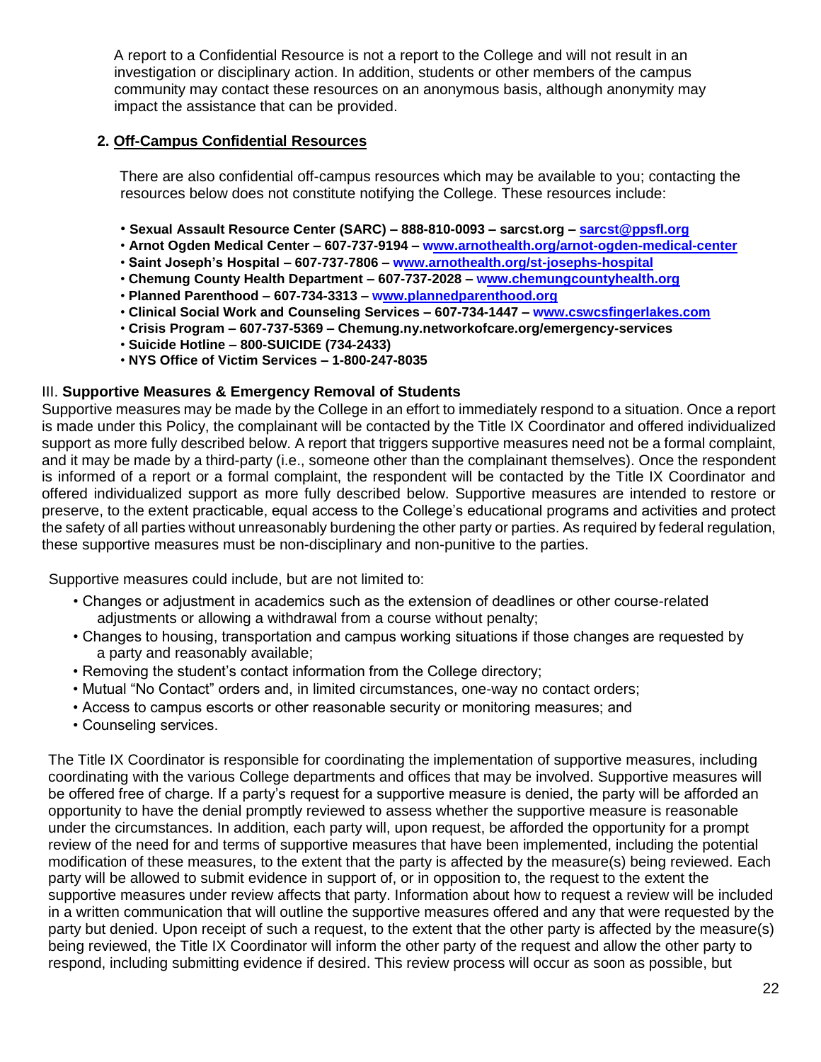A report to a Confidential Resource is not a report to the College and will not result in an investigation or disciplinary action. In addition, students or other members of the campus community may contact these resources on an anonymous basis, although anonymity may impact the assistance that can be provided.

### 2. Off-Campus Confidential Resources

There are also confidential off-campus resources which may be available to you; contacting the resources below does not constitute notifying the College. These resources include:

- **Sexual Assault Resource Center (SARC) – 888-810-0093 – sarcst.org – sarcst@ppsfl.org**
- **Arnot Ogden Medical Center – 607-737-9194 – www.arnothealth.org/arnot-ogden-medical-center**
- **Saint Joseph's Hospital – 607-737-7806 – www.arnothealth.org/st-josephs-hospital**
- **Chemung County Health Department – 607-737-2028 – www.chemungcountyhealth.org**
- **Planned Parenthood – 607-734-3313 – www.plannedparenthood.org**
- **Clinical Social Work and Counseling Services – 607-734-1447 – www.cswcsfingerlakes.com**
- **Crisis Program – 607-737-5369 – Chemung.ny.networkofcare.org/emergency-services**
- **Suicide Hotline – 800-SUICIDE (734-2433)**
- **NYS Office of Victim Services – 1-800-247-8035**

## III. Supportive Measures & Emergency Removal of Students

Supportive measures may be made by the College in an effort to immediately respond to a situation. Once a report is made under this Policy, the complainant will be contacted by the Title IX Coordinator and offered individualized support as more fully described below. A report that triggers supportive measures need not be a formal complaint, and it may be made by a third-party (i.e., someone other than the complainant themselves). Once the respondent is informed of a report or a formal complaint, the respondent will be contacted by the Title IX Coordinator and offered individualized support as more fully described below. Supportive measures are intended to restore or preserve, to the extent practicable, equal access to the College's educational programs and activities and protect the safety of all parties without unreasonably burdening the other party or parties. As required by federal regulation, these supportive measures must be non-disciplinary and non-punitive to the parties.

Supportive measures could include, but are not limited to:

- Changes or adjustment in academics such as the extension of deadlines or other course-related adjustments or allowing a withdrawal from a course without penalty;
- Changes to housing, transportation and campus working situations if those changes are requested by a party and reasonably available;
- Removing the student's contact information from the College directory;
- Mutual "No Contact" orders and, in limited circumstances, one-way no contact orders;
- Access to campus escorts or other reasonable security or monitoring measures; and
- Counseling services.

The Title IX Coordinator is responsible for coordinating the implementation of supportive measures, including coordinating with the various College departments and offices that may be involved. Supportive measures will be offered free of charge. If a party's request for a supportive measure is denied, the party will be afforded an opportunity to have the denial promptly reviewed to assess whether the supportive measure is reasonable under the circumstances. In addition, each party will, upon request, be afforded the opportunity for a prompt review of the need for and terms of supportive measures that have been implemented, including the potential modification of these measures, to the extent that the party is affected by the measure(s) being reviewed. Each party will be allowed to submit evidence in support of, or in opposition to, the request to the extent the supportive measures under review affects that party. Information about how to request a review will be included in a written communication that will outline the supportive measures offered and any that were requested by the party but denied. Upon receipt of such a request, to the extent that the other party is affected by the measure(s) being reviewed, the Title IX Coordinator will inform the other party of the request and allow the other party to respond, including submitting evidence if desired. This review process will occur as soon as possible, but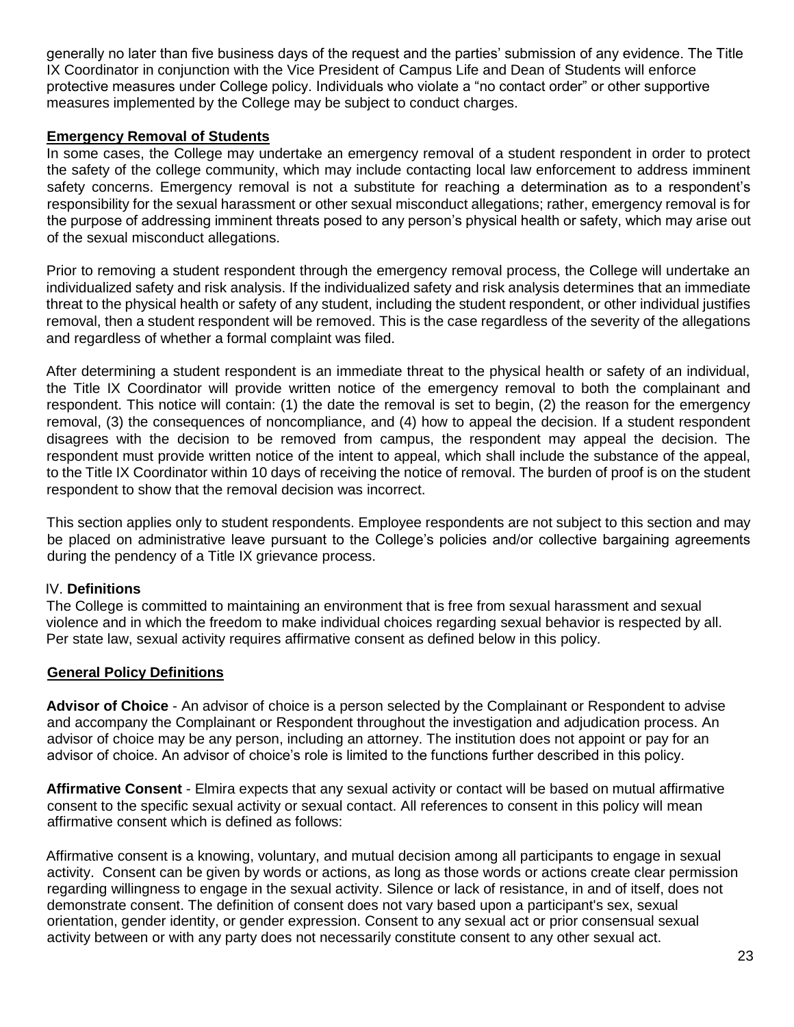generally no later than five business days of the request and the parties' submission of any evidence. The Title IX Coordinator in conjunction with the Vice President of Campus Life and Dean of Students will enforce protective measures under College policy. Individuals who violate a "no contact order" or other supportive measures implemented by the College may be subject to conduct charges.

**Emergency Removal of Students**

In some cases, the College may undertake an emergency removal of a student respondent in order to protect the safety of the college community, which may include contacting local law enforcement to address imminent safety concerns. Emergency removal is not a substitute for reaching a determination as to a respondent's responsibility for the sexual harassment or other sexual misconduct allegations; rather, emergency removal is for the purpose of addressing imminent threats posed to any person's physical health or safety, which may arise out of the sexual misconduct allegations.

Prior to removing a student respondent through the emergency removal process, the College will undertake an individualized safety and risk analysis. If the individualized safety and risk analysis determines that an immediate threat to the physical health or safety of any student, including the student respondent, or other individual justifies removal, then a student respondent will be removed. This is the case regardless of the severity of the allegations and regardless of whether a formal complaint was filed.

After determining a student respondent is an immediate threat to the physical health or safety of an individual, the Title IX Coordinator will provide written notice of the emergency removal to both the complainant and respondent. This notice will contain: (1) the date the removal is set to begin, (2) the reason for the emergency removal, (3) the consequences of noncompliance, and (4) how to appeal the decision. If a student respondent disagrees with the decision to be removed from campus, the respondent may appeal the decision. The respondent must provide written notice of the intent to appeal, which shall include the substance of the appeal, to the Title IX Coordinator within 10 days of receiving the notice of removal. The burden of proof is on the student respondent to show that the removal decision was incorrect.

This section applies only to student respondents. Employee respondents are not subject to this section and may be placed on administrative leave pursuant to the College's policies and/or collective bargaining agreements during the pendency of a Title IX grievance process.

## IV. Definitions

The College is committed to maintaining an environment that is free from sexual harassment and sexual violence and in which the freedom to make individual choices regarding sexual behavior is respected by all. Per state law, sexual activity requires affirmative consent as defined below in this policy.

**General Policy Definitions**

**Advisor of Choice** - An advisor of choice is a person selected by the Complainant or Respondent to advise and accompany the Complainant or Respondent throughout the investigation and adjudication process. An advisor of choice may be any person, including an attorney. The institution does not appoint or pay for an advisor of choice. An advisor of choice's role is limited to the functions further described in this policy.

**Affirmative Consent** - Elmira expects that any sexual activity or contact will be based on mutual affirmative consent to the specific sexual activity or sexual contact. All references to consent in this policy will mean affirmative consent which is defined as follows:

Affirmative consent is a knowing, voluntary, and mutual decision among all participants to engage in sexual activity. Consent can be given by words or actions, as long as those words or actions create clear permission regarding willingness to engage in the sexual activity. Silence or lack of resistance, in and of itself, does not demonstrate consent. The definition of consent does not vary based upon a participant's sex, sexual orientation, gender identity, or gender expression. Consent to any sexual act or prior consensual sexual activity between or with any party does not necessarily constitute consent to any other sexual act.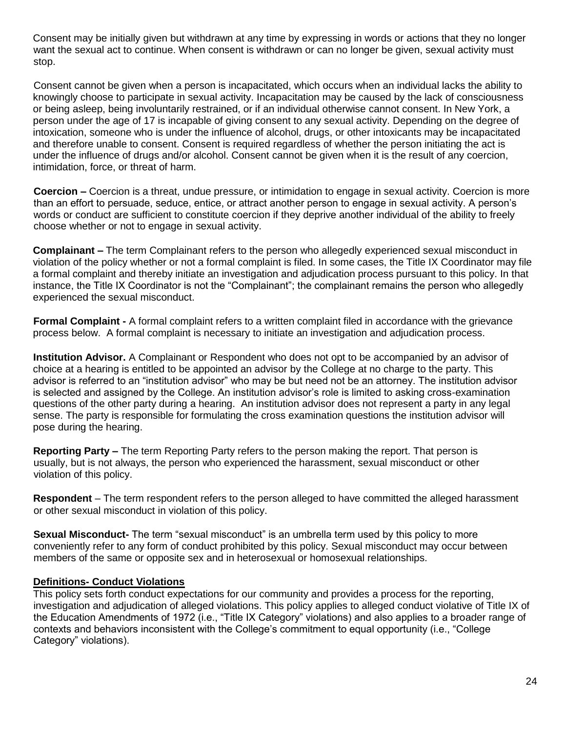Consent may be initially given but withdrawn at any time by expressing in words or actions that they no longer want the sexual act to continue. When consent is withdrawn or can no longer be given, sexual activity must stop.

Consent cannot be given when a person is incapacitated, which occurs when an individual lacks the ability to knowingly choose to participate in sexual activity. Incapacitation may be caused by the lack of consciousness or being asleep, being involuntarily restrained, or if an individual otherwise cannot consent. In New York, a person under the age of 17 is incapable of giving consent to any sexual activity. Depending on the degree of intoxication, someone who is under the influence of alcohol, drugs, or other intoxicants may be incapacitated and therefore unable to consent. Consent is required regardless of whether the person initiating the act is under the influence of drugs and/or alcohol. Consent cannot be given when it is the result of any coercion, intimidation, force, or threat of harm.

**Coercion –** Coercion is a threat, undue pressure, or intimidation to engage in sexual activity. Coercion is more than an effort to persuade, seduce, entice, or attract another person to engage in sexual activity. A person's words or conduct are sufficient to constitute coercion if they deprive another individual of the ability to freely choose whether or not to engage in sexual activity.

**Complainant –** The term Complainant refers to the person who allegedly experienced sexual misconduct in violation of the policy whether or not a formal complaint is filed. In some cases, the Title IX Coordinator may file a formal complaint and thereby initiate an investigation and adjudication process pursuant to this policy. In that instance, the Title IX Coordinator is not the "Complainant"; the complainant remains the person who allegedly experienced the sexual misconduct.

**Formal Complaint -** A formal complaint refers to a written complaint filed in accordance with the grievance process below. A formal complaint is necessary to initiate an investigation and adjudication process.

**Institution Advisor.** A Complainant or Respondent who does not opt to be accompanied by an advisor of choice at a hearing is entitled to be appointed an advisor by the College at no charge to the party. This advisor is referred to an "institution advisor" who may be but need not be an attorney. The institution advisor is selected and assigned by the College. An institution advisor's role is limited to asking cross-examination questions of the other party during a hearing. An institution advisor does not represent a party in any legal sense. The party is responsible for formulating the cross examination questions the institution advisor will pose during the hearing.

**Reporting Party –** The term Reporting Party refers to the person making the report. That person is usually, but is not always, the person who experienced the harassment, sexual misconduct or other violation of this policy.

**Respondent** – The term respondent refers to the person alleged to have committed the alleged harassment or other sexual misconduct in violation of this policy.

**Sexual Misconduct-** The term "sexual misconduct" is an umbrella term used by this policy to more conveniently refer to any form of conduct prohibited by this policy. Sexual misconduct may occur between members of the same or opposite sex and in heterosexual or homosexual relationships.

**Definitions- Conduct Violations**

This policy sets forth conduct expectations for our community and provides a process for the reporting, investigation and adjudication of alleged violations. This policy applies to alleged conduct violative of Title IX of the Education Amendments of 1972 (i.e., "Title IX Category" violations) and also applies to a broader range of contexts and behaviors inconsistent with the College's commitment to equal opportunity (i.e., "College Category" violations).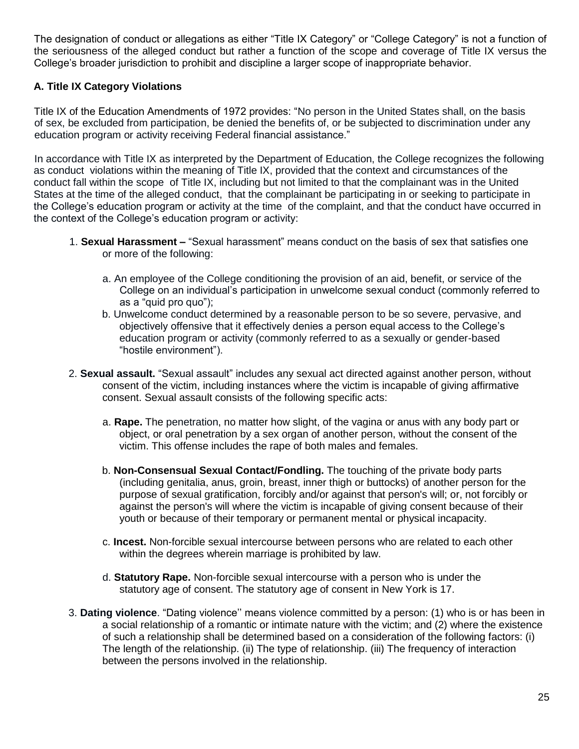The designation of conduct or allegations as either "Title IX Category" or "College Category" is not a function of the seriousness of the alleged conduct but rather a function of the scope and coverage of Title IX versus the College's broader jurisdiction to prohibit and discipline a larger scope of inappropriate behavior.

### A. Title IX Category Violations

Title IX of the Education Amendments of 1972 provides: "No person in the United States shall, on the basis of sex, be excluded from participation, be denied the benefits of, or be subjected to discrimination under any education program or activity receiving Federal financial assistance."

In accordance with Title IX as interpreted by the Department of Education, the College recognizes the following as conduct violations within the meaning of Title IX, provided that the context and circumstances of the conduct fall within the scope of Title IX, including but not limited to that the complainant was in the United States at the time of the alleged conduct, that the complainant be participating in or seeking to participate in the College's education program or activity at the time of the complaint, and that the conduct have occurred in the context of the College's education program or activity:

1. **Sexual Harassment –** "Sexual harassment" means conduct on the basis of sex that satisfies one or more of the following:

   a. An employee of the College conditioning the provision of an aid, benefit, or service of the College on an individual's participation in unwelcome sexual conduct (commonly referred to as a "quid pro quo");

   b. Unwelcome conduct determined by a reasonable person to be so severe, pervasive, and objectively offensive that it effectively denies a person equal access to the College's education program or activity (commonly referred to as a sexually or gender-based "hostile environment").

2. **Sexual assault.** "Sexual assault" includes any sexual act directed against another person, without consent of the victim, including instances where the victim is incapable of giving affirmative consent. Sexual assault consists of the following specific acts:

   a. **Rape.** The penetration, no matter how slight, of the vagina or anus with any body part or object, or oral penetration by a sex organ of another person, without the consent of the victim. This offense includes the rape of both males and females.

   b. **Non-Consensual Sexual Contact/Fondling.** The touching of the private body parts (including genitalia, anus, groin, breast, inner thigh or buttocks) of another person for the purpose of sexual gratification, forcibly and/or against that person's will; or, not forcibly or against the person's will where the victim is incapable of giving consent because of their youth or because of their temporary or permanent mental or physical incapacity.

   c. **Incest.** Non-forcible sexual intercourse between persons who are related to each other within the degrees wherein marriage is prohibited by law.

   d. **Statutory Rape.** Non-forcible sexual intercourse with a person who is under the statutory age of consent. The statutory age of consent in New York is 17.

3. **Dating violence**. "Dating violence'' means violence committed by a person: (1) who is or has been in a social relationship of a romantic or intimate nature with the victim; and (2) where the existence of such a relationship shall be determined based on a consideration of the following factors: (i) The length of the relationship. (ii) The type of relationship. (iii) The frequency of interaction between the persons involved in the relationship.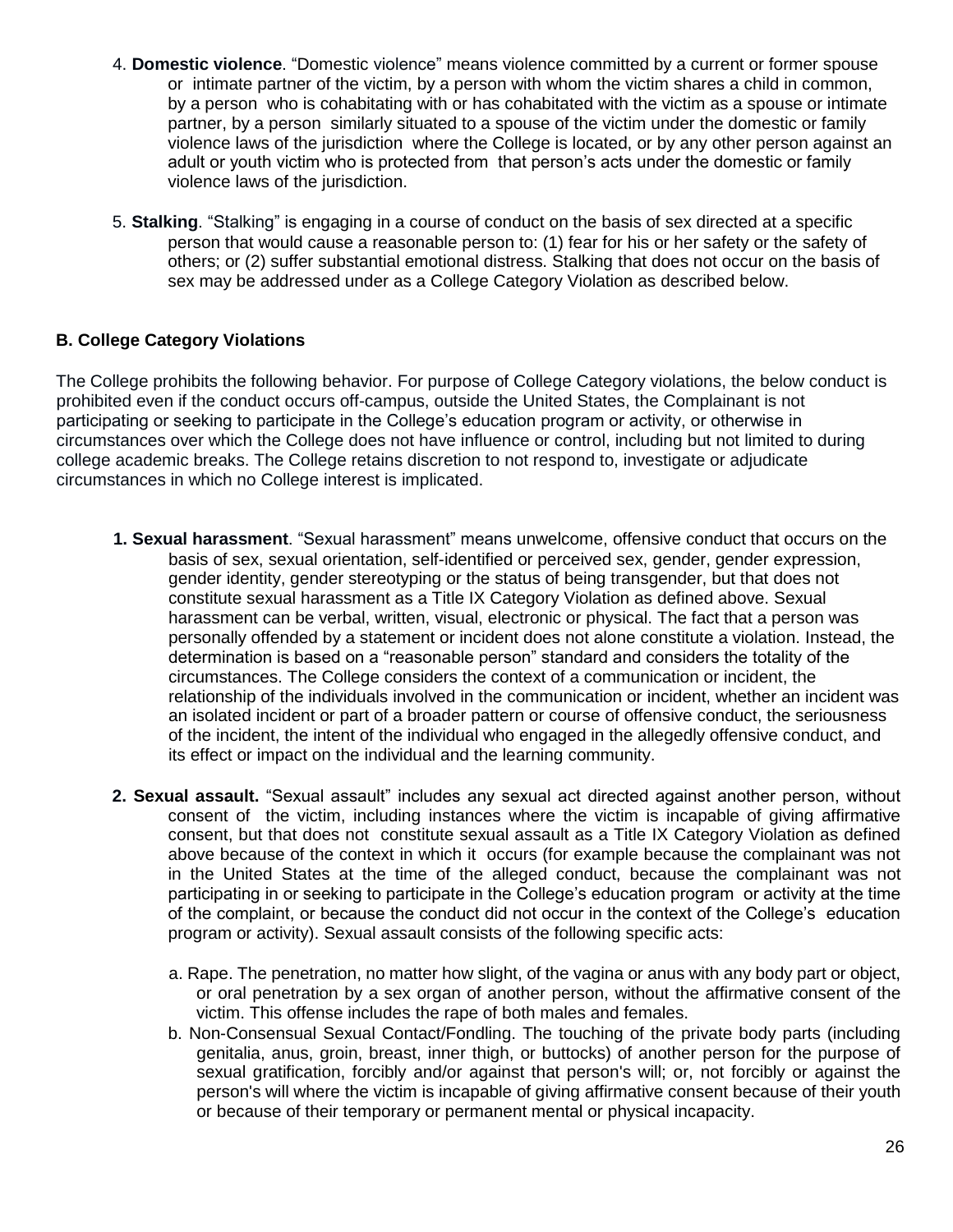4. **Domestic violence**. "Domestic violence" means violence committed by a current or former spouse or intimate partner of the victim, by a person with whom the victim shares a child in common, by a person who is cohabitating with or has cohabitated with the victim as a spouse or intimate partner, by a person similarly situated to a spouse of the victim under the domestic or family violence laws of the jurisdiction where the College is located, or by any other person against an adult or youth victim who is protected from that person's acts under the domestic or family violence laws of the jurisdiction.

5. **Stalking**. "Stalking" is engaging in a course of conduct on the basis of sex directed at a specific person that would cause a reasonable person to: (1) fear for his or her safety or the safety of others; or (2) suffer substantial emotional distress. Stalking that does not occur on the basis of sex may be addressed under as a College Category Violation as described below.

### B. College Category Violations

The College prohibits the following behavior. For purpose of College Category violations, the below conduct is prohibited even if the conduct occurs off-campus, outside the United States, the Complainant is not participating or seeking to participate in the College's education program or activity, or otherwise in circumstances over which the College does not have influence or control, including but not limited to during college academic breaks. The College retains discretion to not respond to, investigate or adjudicate circumstances in which no College interest is implicated.

1. **Sexual harassment**. "Sexual harassment" means unwelcome, offensive conduct that occurs on the basis of sex, sexual orientation, self-identified or perceived sex, gender, gender expression, gender identity, gender stereotyping or the status of being transgender, but that does not constitute sexual harassment as a Title IX Category Violation as defined above. Sexual harassment can be verbal, written, visual, electronic or physical. The fact that a person was personally offended by a statement or incident does not alone constitute a violation. Instead, the determination is based on a "reasonable person" standard and considers the totality of the circumstances. The College considers the context of a communication or incident, the relationship of the individuals involved in the communication or incident, whether an incident was an isolated incident or part of a broader pattern or course of offensive conduct, the seriousness of the incident, the intent of the individual who engaged in the allegedly offensive conduct, and its effect or impact on the individual and the learning community.

2. **Sexual assault.** "Sexual assault" includes any sexual act directed against another person, without consent of the victim, including instances where the victim is incapable of giving affirmative consent, but that does not constitute sexual assault as a Title IX Category Violation as defined above because of the context in which it occurs (for example because the complainant was not in the United States at the time of the alleged conduct, because the complainant was not participating in or seeking to participate in the College's education program or activity at the time of the complaint, or because the conduct did not occur in the context of the College's education program or activity). Sexual assault consists of the following specific acts:

   a. Rape. The penetration, no matter how slight, of the vagina or anus with any body part or object, or oral penetration by a sex organ of another person, without the affirmative consent of the victim. This offense includes the rape of both males and females.

   b. Non-Consensual Sexual Contact/Fondling. The touching of the private body parts (including genitalia, anus, groin, breast, inner thigh, or buttocks) of another person for the purpose of sexual gratification, forcibly and/or against that person's will; or, not forcibly or against the person's will where the victim is incapable of giving affirmative consent because of their youth or because of their temporary or permanent mental or physical incapacity.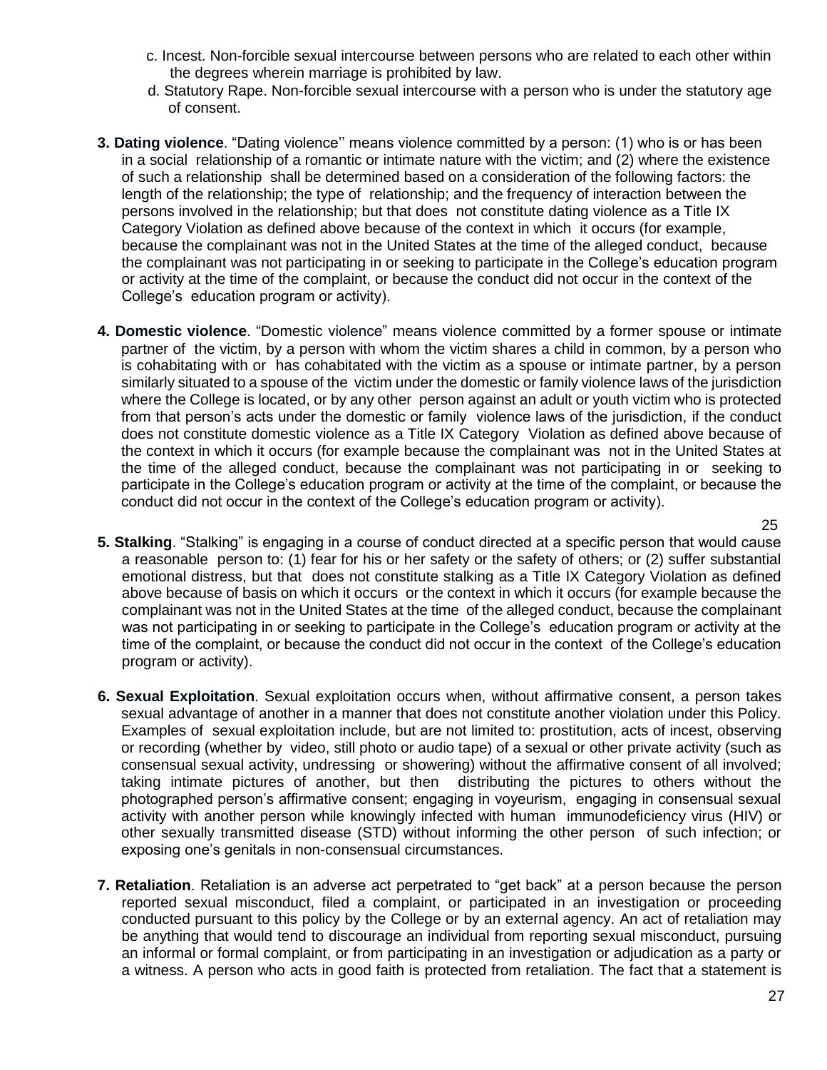c. Incest. Non-forcible sexual intercourse between persons who are related to each other within the degrees wherein marriage is prohibited by law.

d. Statutory Rape. Non-forcible sexual intercourse with a person who is under the statutory age of consent.

**3. Dating violence**. "Dating violence'' means violence committed by a person: (1) who is or has been in a social relationship of a romantic or intimate nature with the victim; and (2) where the existence of such a relationship shall be determined based on a consideration of the following factors: the length of the relationship; the type of relationship; and the frequency of interaction between the persons involved in the relationship; but that does not constitute dating violence as a Title IX Category Violation as defined above because of the context in which it occurs (for example, because the complainant was not in the United States at the time of the alleged conduct, because the complainant was not participating in or seeking to participate in the College's education program or activity at the time of the complaint, or because the conduct did not occur in the context of the College's education program or activity).

**4. Domestic violence**. "Domestic violence" means violence committed by a former spouse or intimate partner of the victim, by a person with whom the victim shares a child in common, by a person who is cohabitating with or has cohabitated with the victim as a spouse or intimate partner, by a person similarly situated to a spouse of the victim under the domestic or family violence laws of the jurisdiction where the College is located, or by any other person against an adult or youth victim who is protected from that person's acts under the domestic or family violence laws of the jurisdiction, if the conduct does not constitute domestic violence as a Title IX Category Violation as defined above because of the context in which it occurs (for example because the complainant was not in the United States at the time of the alleged conduct, because the complainant was not participating in or seeking to participate in the College's education program or activity at the time of the complaint, or because the conduct did not occur in the context of the College's education program or activity).

**5. Stalking**. "Stalking" is engaging in a course of conduct directed at a specific person that would cause a reasonable person to: (1) fear for his or her safety or the safety of others; or (2) suffer substantial emotional distress, but that does not constitute stalking as a Title IX Category Violation as defined above because of basis on which it occurs or the context in which it occurs (for example because the complainant was not in the United States at the time of the alleged conduct, because the complainant was not participating in or seeking to participate in the College's education program or activity at the time of the complaint, or because the conduct did not occur in the context of the College's education program or activity).

**6. Sexual Exploitation**. Sexual exploitation occurs when, without affirmative consent, a person takes sexual advantage of another in a manner that does not constitute another violation under this Policy. Examples of sexual exploitation include, but are not limited to: prostitution, acts of incest, observing or recording (whether by video, still photo or audio tape) of a sexual or other private activity (such as consensual sexual activity, undressing or showering) without the affirmative consent of all involved; taking intimate pictures of another, but then distributing the pictures to others without the photographed person's affirmative consent; engaging in voyeurism, engaging in consensual sexual activity with another person while knowingly infected with human immunodeficiency virus (HIV) or other sexually transmitted disease (STD) without informing the other person of such infection; or exposing one's genitals in non-consensual circumstances.

**7. Retaliation**. Retaliation is an adverse act perpetrated to "get back" at a person because the person reported sexual misconduct, filed a complaint, or participated in an investigation or proceeding conducted pursuant to this policy by the College or by an external agency. An act of retaliation may be anything that would tend to discourage an individual from reporting sexual misconduct, pursuing an informal or formal complaint, or from participating in an investigation or adjudication as a party or a witness. A person who acts in good faith is protected from retaliation. The fact that a statement is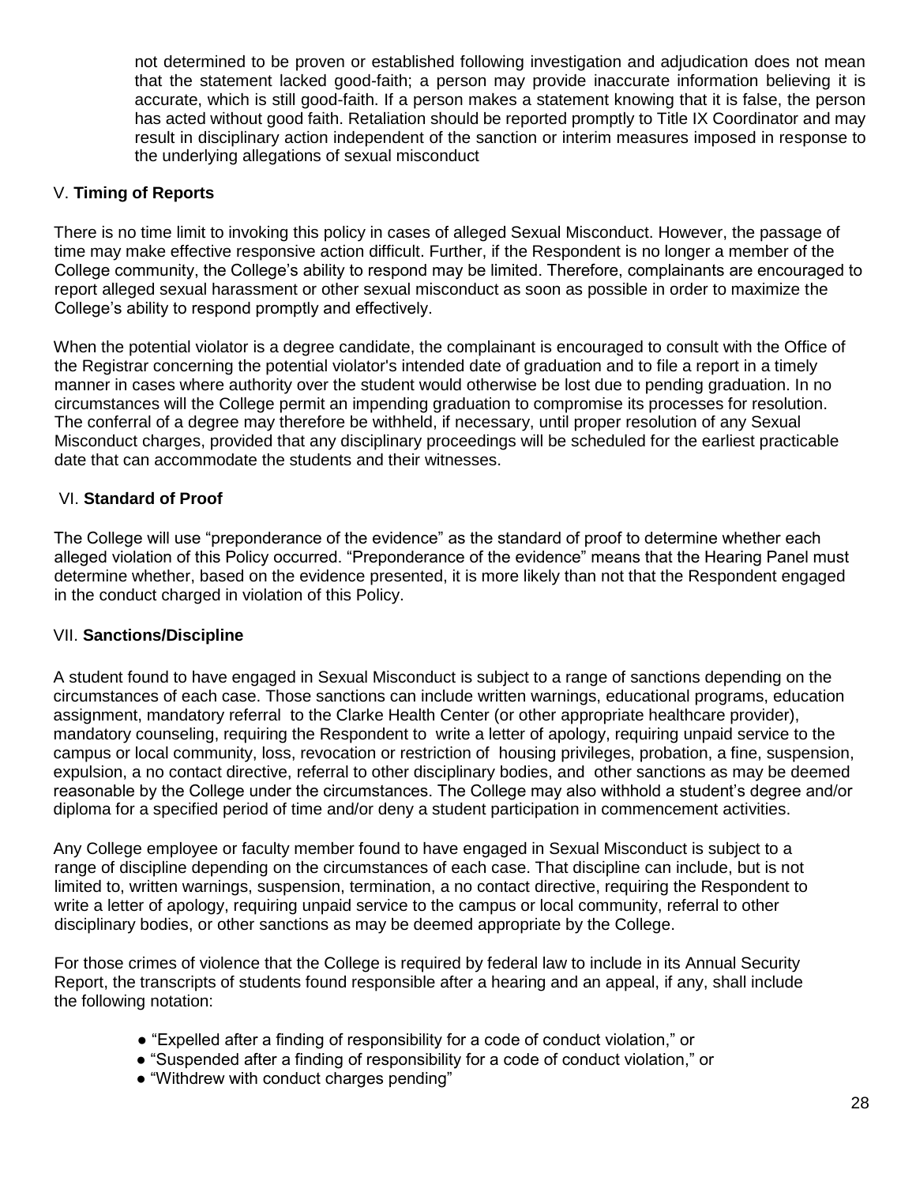not determined to be proven or established following investigation and adjudication does not mean that the statement lacked good-faith; a person may provide inaccurate information believing it is accurate, which is still good-faith. If a person makes a statement knowing that it is false, the person has acted without good faith. Retaliation should be reported promptly to Title IX Coordinator and may result in disciplinary action independent of the sanction or interim measures imposed in response to the underlying allegations of sexual misconduct

## V. **Timing of Reports**

There is no time limit to invoking this policy in cases of alleged Sexual Misconduct. However, the passage of time may make effective responsive action difficult. Further, if the Respondent is no longer a member of the College community, the College's ability to respond may be limited. Therefore, complainants are encouraged to report alleged sexual harassment or other sexual misconduct as soon as possible in order to maximize the College's ability to respond promptly and effectively.

When the potential violator is a degree candidate, the complainant is encouraged to consult with the Office of the Registrar concerning the potential violator's intended date of graduation and to file a report in a timely manner in cases where authority over the student would otherwise be lost due to pending graduation. In no circumstances will the College permit an impending graduation to compromise its processes for resolution. The conferral of a degree may therefore be withheld, if necessary, until proper resolution of any Sexual Misconduct charges, provided that any disciplinary proceedings will be scheduled for the earliest practicable date that can accommodate the students and their witnesses.

## VI. **Standard of Proof**

The College will use "preponderance of the evidence" as the standard of proof to determine whether each alleged violation of this Policy occurred. "Preponderance of the evidence" means that the Hearing Panel must determine whether, based on the evidence presented, it is more likely than not that the Respondent engaged in the conduct charged in violation of this Policy.

## VII. **Sanctions/Discipline**

A student found to have engaged in Sexual Misconduct is subject to a range of sanctions depending on the circumstances of each case. Those sanctions can include written warnings, educational programs, education assignment, mandatory referral to the Clarke Health Center (or other appropriate healthcare provider), mandatory counseling, requiring the Respondent to write a letter of apology, requiring unpaid service to the campus or local community, loss, revocation or restriction of housing privileges, probation, a fine, suspension, expulsion, a no contact directive, referral to other disciplinary bodies, and other sanctions as may be deemed reasonable by the College under the circumstances. The College may also withhold a student's degree and/or diploma for a specified period of time and/or deny a student participation in commencement activities.

Any College employee or faculty member found to have engaged in Sexual Misconduct is subject to a range of discipline depending on the circumstances of each case. That discipline can include, but is not limited to, written warnings, suspension, termination, a no contact directive, requiring the Respondent to write a letter of apology, requiring unpaid service to the campus or local community, referral to other disciplinary bodies, or other sanctions as may be deemed appropriate by the College.

For those crimes of violence that the College is required by federal law to include in its Annual Security Report, the transcripts of students found responsible after a hearing and an appeal, if any, shall include the following notation:

- "Expelled after a finding of responsibility for a code of conduct violation," or
- "Suspended after a finding of responsibility for a code of conduct violation," or
- "Withdrew with conduct charges pending"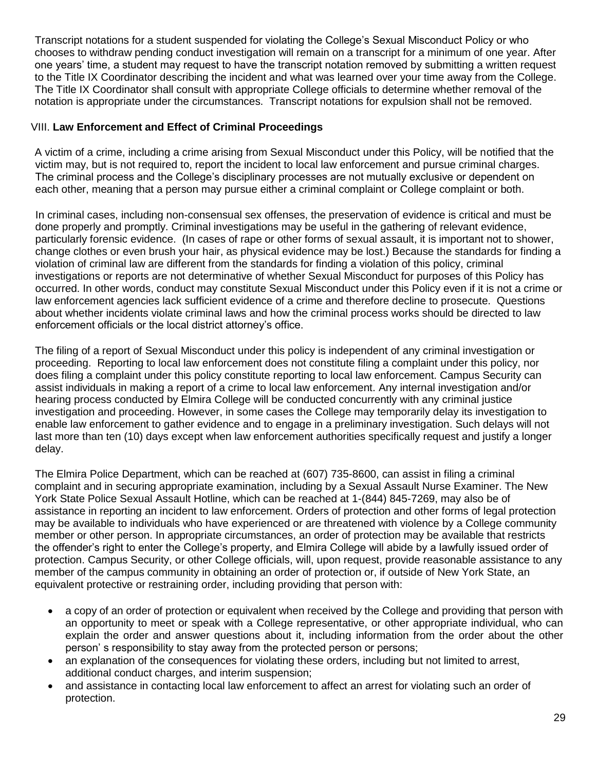Transcript notations for a student suspended for violating the College's Sexual Misconduct Policy or who chooses to withdraw pending conduct investigation will remain on a transcript for a minimum of one year. After one years' time, a student may request to have the transcript notation removed by submitting a written request to the Title IX Coordinator describing the incident and what was learned over your time away from the College. The Title IX Coordinator shall consult with appropriate College officials to determine whether removal of the notation is appropriate under the circumstances. Transcript notations for expulsion shall not be removed.

## VIII. **Law Enforcement and Effect of Criminal Proceedings**

A victim of a crime, including a crime arising from Sexual Misconduct under this Policy, will be notified that the victim may, but is not required to, report the incident to local law enforcement and pursue criminal charges. The criminal process and the College's disciplinary processes are not mutually exclusive or dependent on each other, meaning that a person may pursue either a criminal complaint or College complaint or both.

In criminal cases, including non-consensual sex offenses, the preservation of evidence is critical and must be done properly and promptly. Criminal investigations may be useful in the gathering of relevant evidence, particularly forensic evidence. (In cases of rape or other forms of sexual assault, it is important not to shower, change clothes or even brush your hair, as physical evidence may be lost.) Because the standards for finding a violation of criminal law are different from the standards for finding a violation of this policy, criminal investigations or reports are not determinative of whether Sexual Misconduct for purposes of this Policy has occurred. In other words, conduct may constitute Sexual Misconduct under this Policy even if it is not a crime or law enforcement agencies lack sufficient evidence of a crime and therefore decline to prosecute. Questions about whether incidents violate criminal laws and how the criminal process works should be directed to law enforcement officials or the local district attorney's office.

The filing of a report of Sexual Misconduct under this policy is independent of any criminal investigation or proceeding. Reporting to local law enforcement does not constitute filing a complaint under this policy, nor does filing a complaint under this policy constitute reporting to local law enforcement. Campus Security can assist individuals in making a report of a crime to local law enforcement. Any internal investigation and/or hearing process conducted by Elmira College will be conducted concurrently with any criminal justice investigation and proceeding. However, in some cases the College may temporarily delay its investigation to enable law enforcement to gather evidence and to engage in a preliminary investigation. Such delays will not last more than ten (10) days except when law enforcement authorities specifically request and justify a longer delay.

The Elmira Police Department, which can be reached at (607) 735-8600, can assist in filing a criminal complaint and in securing appropriate examination, including by a Sexual Assault Nurse Examiner. The New York State Police Sexual Assault Hotline, which can be reached at 1-(844) 845-7269, may also be of assistance in reporting an incident to law enforcement. Orders of protection and other forms of legal protection may be available to individuals who have experienced or are threatened with violence by a College community member or other person. In appropriate circumstances, an order of protection may be available that restricts the offender's right to enter the College's property, and Elmira College will abide by a lawfully issued order of protection. Campus Security, or other College officials, will, upon request, provide reasonable assistance to any member of the campus community in obtaining an order of protection or, if outside of New York State, an equivalent protective or restraining order, including providing that person with:

- a copy of an order of protection or equivalent when received by the College and providing that person with an opportunity to meet or speak with a College representative, or other appropriate individual, who can explain the order and answer questions about it, including information from the order about the other person' s responsibility to stay away from the protected person or persons;
- an explanation of the consequences for violating these orders, including but not limited to arrest, additional conduct charges, and interim suspension;
- and assistance in contacting local law enforcement to affect an arrest for violating such an order of protection.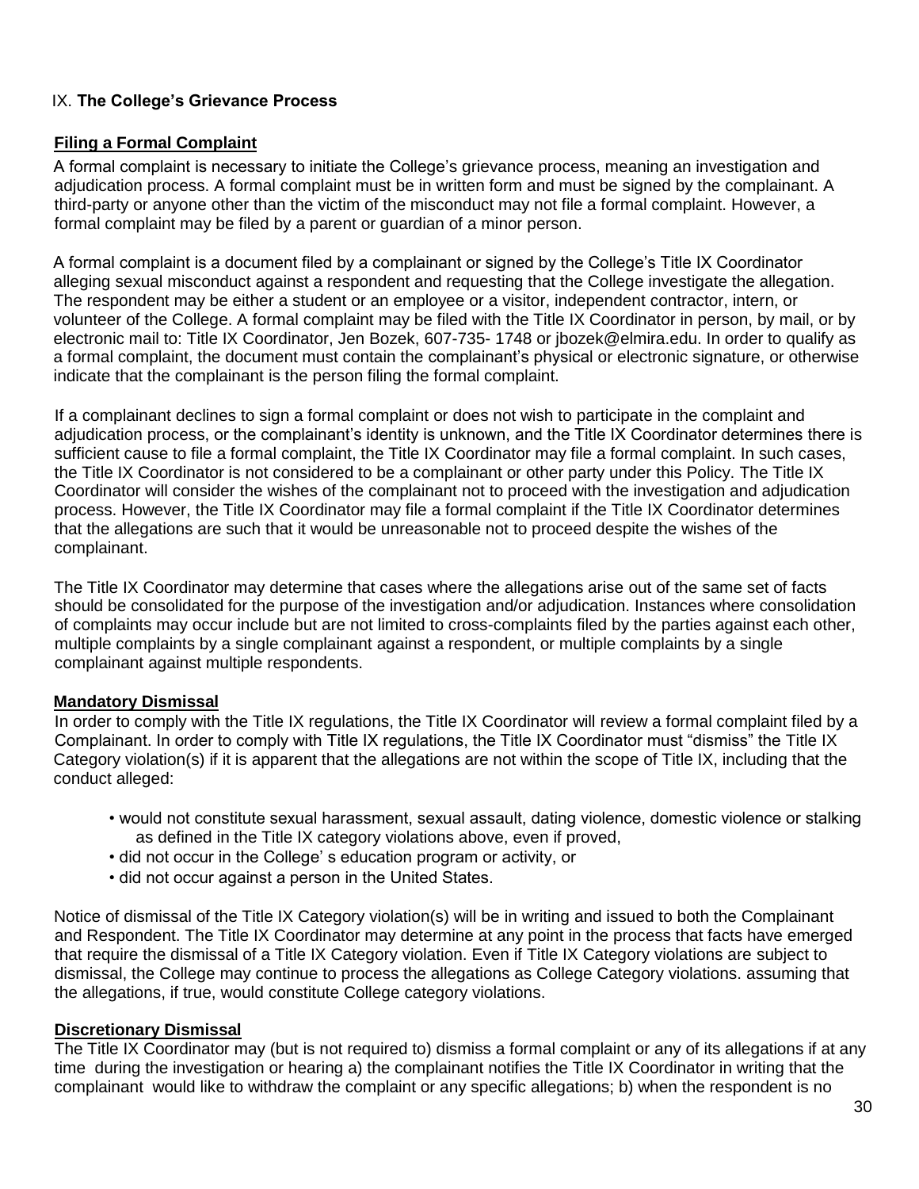## IX. **The College's Grievance Process**

### Filing a Formal Complaint

A formal complaint is necessary to initiate the College's grievance process, meaning an investigation and adjudication process. A formal complaint must be in written form and must be signed by the complainant. A third-party or anyone other than the victim of the misconduct may not file a formal complaint. However, a formal complaint may be filed by a parent or guardian of a minor person.

A formal complaint is a document filed by a complainant or signed by the College's Title IX Coordinator alleging sexual misconduct against a respondent and requesting that the College investigate the allegation. The respondent may be either a student or an employee or a visitor, independent contractor, intern, or volunteer of the College. A formal complaint may be filed with the Title IX Coordinator in person, by mail, or by electronic mail to: Title IX Coordinator, Jen Bozek, 607-735- 1748 or jbozek@elmira.edu. In order to qualify as a formal complaint, the document must contain the complainant's physical or electronic signature, or otherwise indicate that the complainant is the person filing the formal complaint.

If a complainant declines to sign a formal complaint or does not wish to participate in the complaint and adjudication process, or the complainant's identity is unknown, and the Title IX Coordinator determines there is sufficient cause to file a formal complaint, the Title IX Coordinator may file a formal complaint. In such cases, the Title IX Coordinator is not considered to be a complainant or other party under this Policy. The Title IX Coordinator will consider the wishes of the complainant not to proceed with the investigation and adjudication process. However, the Title IX Coordinator may file a formal complaint if the Title IX Coordinator determines that the allegations are such that it would be unreasonable not to proceed despite the wishes of the complainant.

The Title IX Coordinator may determine that cases where the allegations arise out of the same set of facts should be consolidated for the purpose of the investigation and/or adjudication. Instances where consolidation of complaints may occur include but are not limited to cross-complaints filed by the parties against each other, multiple complaints by a single complainant against a respondent, or multiple complaints by a single complainant against multiple respondents.

### Mandatory Dismissal

In order to comply with the Title IX regulations, the Title IX Coordinator will review a formal complaint filed by a Complainant. In order to comply with Title IX regulations, the Title IX Coordinator must "dismiss" the Title IX Category violation(s) if it is apparent that the allegations are not within the scope of Title IX, including that the conduct alleged:

- would not constitute sexual harassment, sexual assault, dating violence, domestic violence or stalking as defined in the Title IX category violations above, even if proved,
- did not occur in the College' s education program or activity, or
- did not occur against a person in the United States.

Notice of dismissal of the Title IX Category violation(s) will be in writing and issued to both the Complainant and Respondent. The Title IX Coordinator may determine at any point in the process that facts have emerged that require the dismissal of a Title IX Category violation. Even if Title IX Category violations are subject to dismissal, the College may continue to process the allegations as College Category violations. assuming that the allegations, if true, would constitute College category violations.

### Discretionary Dismissal

The Title IX Coordinator may (but is not required to) dismiss a formal complaint or any of its allegations if at any time during the investigation or hearing a) the complainant notifies the Title IX Coordinator in writing that the complainant would like to withdraw the complaint or any specific allegations; b) when the respondent is no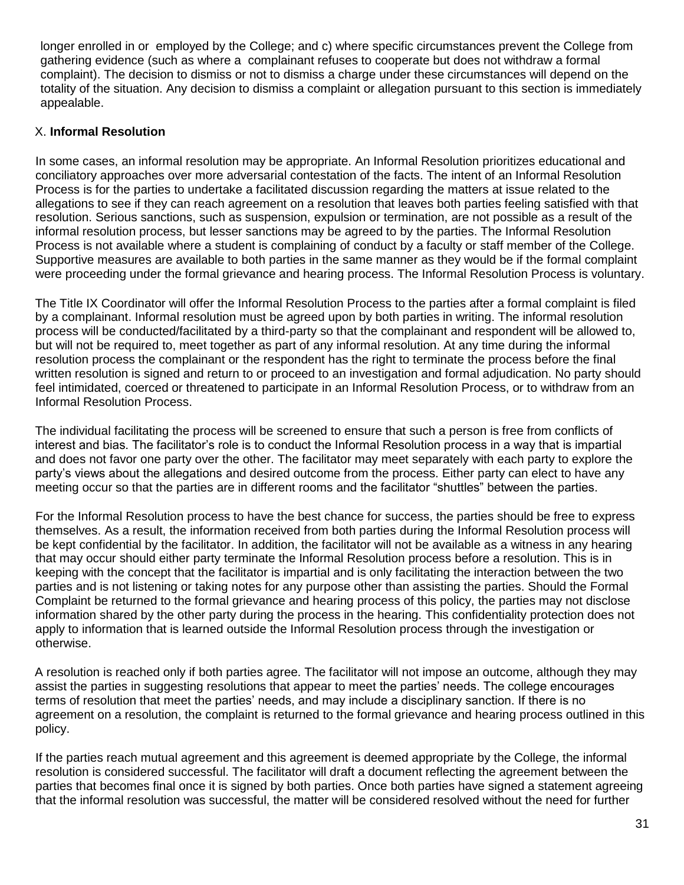longer enrolled in or employed by the College; and c) where specific circumstances prevent the College from gathering evidence (such as where a complainant refuses to cooperate but does not withdraw a formal complaint). The decision to dismiss or not to dismiss a charge under these circumstances will depend on the totality of the situation. Any decision to dismiss a complaint or allegation pursuant to this section is immediately appealable.

X. **Informal Resolution**

In some cases, an informal resolution may be appropriate. An Informal Resolution prioritizes educational and conciliatory approaches over more adversarial contestation of the facts. The intent of an Informal Resolution Process is for the parties to undertake a facilitated discussion regarding the matters at issue related to the allegations to see if they can reach agreement on a resolution that leaves both parties feeling satisfied with that resolution. Serious sanctions, such as suspension, expulsion or termination, are not possible as a result of the informal resolution process, but lesser sanctions may be agreed to by the parties. The Informal Resolution Process is not available where a student is complaining of conduct by a faculty or staff member of the College. Supportive measures are available to both parties in the same manner as they would be if the formal complaint were proceeding under the formal grievance and hearing process. The Informal Resolution Process is voluntary.

The Title IX Coordinator will offer the Informal Resolution Process to the parties after a formal complaint is filed by a complainant. Informal resolution must be agreed upon by both parties in writing. The informal resolution process will be conducted/facilitated by a third-party so that the complainant and respondent will be allowed to, but will not be required to, meet together as part of any informal resolution. At any time during the informal resolution process the complainant or the respondent has the right to terminate the process before the final written resolution is signed and return to or proceed to an investigation and formal adjudication. No party should feel intimidated, coerced or threatened to participate in an Informal Resolution Process, or to withdraw from an Informal Resolution Process.

The individual facilitating the process will be screened to ensure that such a person is free from conflicts of interest and bias. The facilitator's role is to conduct the Informal Resolution process in a way that is impartial and does not favor one party over the other. The facilitator may meet separately with each party to explore the party's views about the allegations and desired outcome from the process. Either party can elect to have any meeting occur so that the parties are in different rooms and the facilitator "shuttles" between the parties.

For the Informal Resolution process to have the best chance for success, the parties should be free to express themselves. As a result, the information received from both parties during the Informal Resolution process will be kept confidential by the facilitator. In addition, the facilitator will not be available as a witness in any hearing that may occur should either party terminate the Informal Resolution process before a resolution. This is in keeping with the concept that the facilitator is impartial and is only facilitating the interaction between the two parties and is not listening or taking notes for any purpose other than assisting the parties. Should the Formal Complaint be returned to the formal grievance and hearing process of this policy, the parties may not disclose information shared by the other party during the process in the hearing. This confidentiality protection does not apply to information that is learned outside the Informal Resolution process through the investigation or otherwise.

A resolution is reached only if both parties agree. The facilitator will not impose an outcome, although they may assist the parties in suggesting resolutions that appear to meet the parties' needs. The college encourages terms of resolution that meet the parties' needs, and may include a disciplinary sanction. If there is no agreement on a resolution, the complaint is returned to the formal grievance and hearing process outlined in this policy.

If the parties reach mutual agreement and this agreement is deemed appropriate by the College, the informal resolution is considered successful. The facilitator will draft a document reflecting the agreement between the parties that becomes final once it is signed by both parties. Once both parties have signed a statement agreeing that the informal resolution was successful, the matter will be considered resolved without the need for further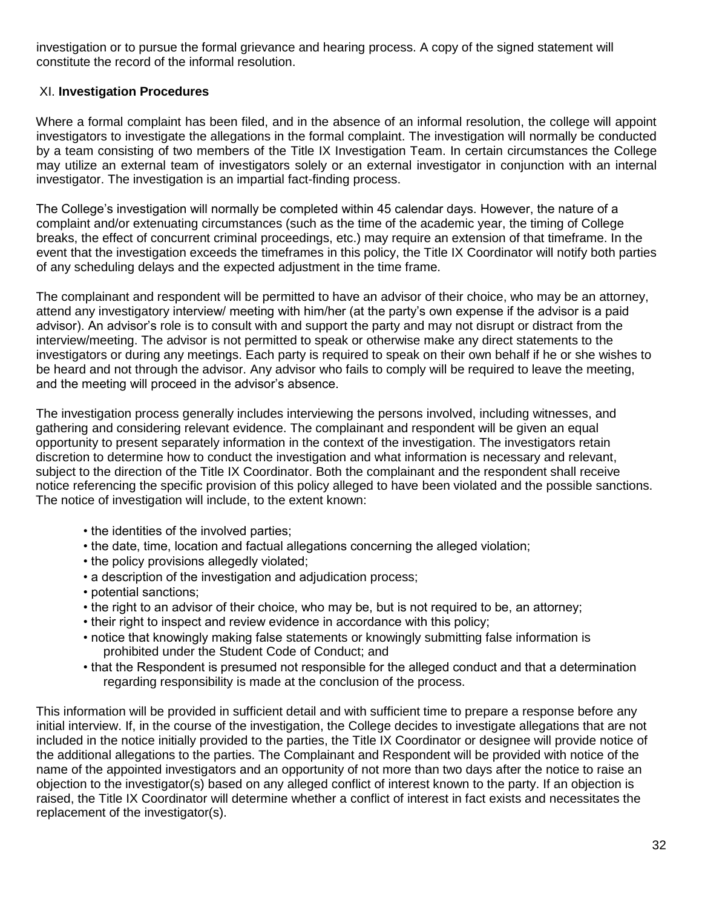investigation or to pursue the formal grievance and hearing process. A copy of the signed statement will constitute the record of the informal resolution.

## XI. **Investigation Procedures**

Where a formal complaint has been filed, and in the absence of an informal resolution, the college will appoint investigators to investigate the allegations in the formal complaint. The investigation will normally be conducted by a team consisting of two members of the Title IX Investigation Team. In certain circumstances the College may utilize an external team of investigators solely or an external investigator in conjunction with an internal investigator. The investigation is an impartial fact-finding process.

The College's investigation will normally be completed within 45 calendar days. However, the nature of a complaint and/or extenuating circumstances (such as the time of the academic year, the timing of College breaks, the effect of concurrent criminal proceedings, etc.) may require an extension of that timeframe. In the event that the investigation exceeds the timeframes in this policy, the Title IX Coordinator will notify both parties of any scheduling delays and the expected adjustment in the time frame.

The complainant and respondent will be permitted to have an advisor of their choice, who may be an attorney, attend any investigatory interview/ meeting with him/her (at the party's own expense if the advisor is a paid advisor). An advisor's role is to consult with and support the party and may not disrupt or distract from the interview/meeting. The advisor is not permitted to speak or otherwise make any direct statements to the investigators or during any meetings. Each party is required to speak on their own behalf if he or she wishes to be heard and not through the advisor. Any advisor who fails to comply will be required to leave the meeting, and the meeting will proceed in the advisor's absence.

The investigation process generally includes interviewing the persons involved, including witnesses, and gathering and considering relevant evidence. The complainant and respondent will be given an equal opportunity to present separately information in the context of the investigation. The investigators retain discretion to determine how to conduct the investigation and what information is necessary and relevant, subject to the direction of the Title IX Coordinator. Both the complainant and the respondent shall receive notice referencing the specific provision of this policy alleged to have been violated and the possible sanctions. The notice of investigation will include, to the extent known:

- the identities of the involved parties;
- the date, time, location and factual allegations concerning the alleged violation;
- the policy provisions allegedly violated;
- a description of the investigation and adjudication process;
- potential sanctions;
- the right to an advisor of their choice, who may be, but is not required to be, an attorney;
- their right to inspect and review evidence in accordance with this policy;
- notice that knowingly making false statements or knowingly submitting false information is prohibited under the Student Code of Conduct; and
- that the Respondent is presumed not responsible for the alleged conduct and that a determination regarding responsibility is made at the conclusion of the process.

This information will be provided in sufficient detail and with sufficient time to prepare a response before any initial interview. If, in the course of the investigation, the College decides to investigate allegations that are not included in the notice initially provided to the parties, the Title IX Coordinator or designee will provide notice of the additional allegations to the parties. The Complainant and Respondent will be provided with notice of the name of the appointed investigators and an opportunity of not more than two days after the notice to raise an objection to the investigator(s) based on any alleged conflict of interest known to the party. If an objection is raised, the Title IX Coordinator will determine whether a conflict of interest in fact exists and necessitates the replacement of the investigator(s).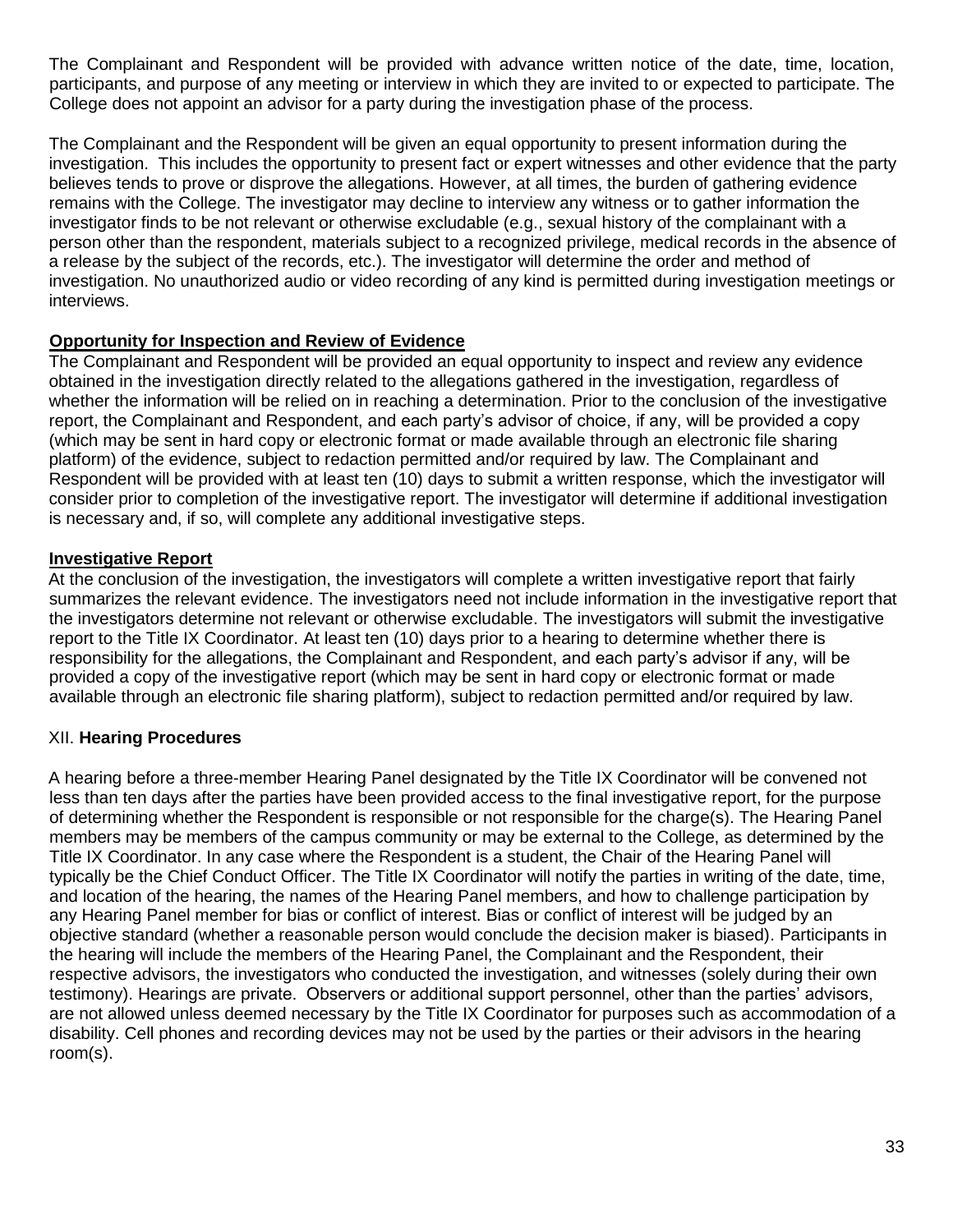The Complainant and Respondent will be provided with advance written notice of the date, time, location, participants, and purpose of any meeting or interview in which they are invited to or expected to participate. The College does not appoint an advisor for a party during the investigation phase of the process.

The Complainant and the Respondent will be given an equal opportunity to present information during the investigation. This includes the opportunity to present fact or expert witnesses and other evidence that the party believes tends to prove or disprove the allegations. However, at all times, the burden of gathering evidence remains with the College. The investigator may decline to interview any witness or to gather information the investigator finds to be not relevant or otherwise excludable (e.g., sexual history of the complainant with a person other than the respondent, materials subject to a recognized privilege, medical records in the absence of a release by the subject of the records, etc.). The investigator will determine the order and method of investigation. No unauthorized audio or video recording of any kind is permitted during investigation meetings or interviews.

**Opportunity for Inspection and Review of Evidence**

The Complainant and Respondent will be provided an equal opportunity to inspect and review any evidence obtained in the investigation directly related to the allegations gathered in the investigation, regardless of whether the information will be relied on in reaching a determination. Prior to the conclusion of the investigative report, the Complainant and Respondent, and each party's advisor of choice, if any, will be provided a copy (which may be sent in hard copy or electronic format or made available through an electronic file sharing platform) of the evidence, subject to redaction permitted and/or required by law. The Complainant and Respondent will be provided with at least ten (10) days to submit a written response, which the investigator will consider prior to completion of the investigative report. The investigator will determine if additional investigation is necessary and, if so, will complete any additional investigative steps.

**Investigative Report**

At the conclusion of the investigation, the investigators will complete a written investigative report that fairly summarizes the relevant evidence. The investigators need not include information in the investigative report that the investigators determine not relevant or otherwise excludable. The investigators will submit the investigative report to the Title IX Coordinator. At least ten (10) days prior to a hearing to determine whether there is responsibility for the allegations, the Complainant and Respondent, and each party's advisor if any, will be provided a copy of the investigative report (which may be sent in hard copy or electronic format or made available through an electronic file sharing platform), subject to redaction permitted and/or required by law.

## XII. **Hearing Procedures**

A hearing before a three-member Hearing Panel designated by the Title IX Coordinator will be convened not less than ten days after the parties have been provided access to the final investigative report, for the purpose of determining whether the Respondent is responsible or not responsible for the charge(s). The Hearing Panel members may be members of the campus community or may be external to the College, as determined by the Title IX Coordinator. In any case where the Respondent is a student, the Chair of the Hearing Panel will typically be the Chief Conduct Officer. The Title IX Coordinator will notify the parties in writing of the date, time, and location of the hearing, the names of the Hearing Panel members, and how to challenge participation by any Hearing Panel member for bias or conflict of interest. Bias or conflict of interest will be judged by an objective standard (whether a reasonable person would conclude the decision maker is biased). Participants in the hearing will include the members of the Hearing Panel, the Complainant and the Respondent, their respective advisors, the investigators who conducted the investigation, and witnesses (solely during their own testimony). Hearings are private. Observers or additional support personnel, other than the parties' advisors, are not allowed unless deemed necessary by the Title IX Coordinator for purposes such as accommodation of a disability. Cell phones and recording devices may not be used by the parties or their advisors in the hearing room(s).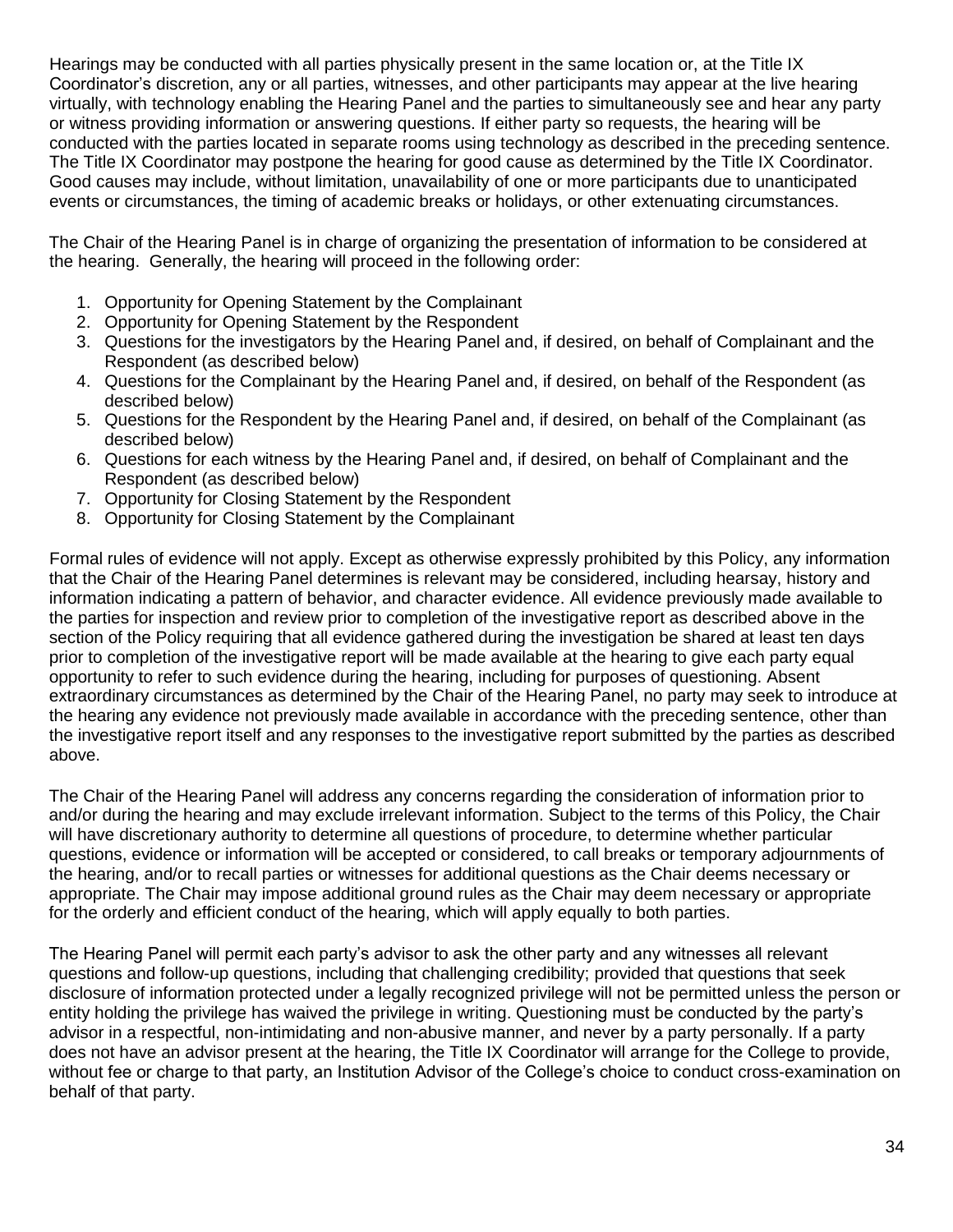Hearings may be conducted with all parties physically present in the same location or, at the Title IX Coordinator's discretion, any or all parties, witnesses, and other participants may appear at the live hearing virtually, with technology enabling the Hearing Panel and the parties to simultaneously see and hear any party or witness providing information or answering questions. If either party so requests, the hearing will be conducted with the parties located in separate rooms using technology as described in the preceding sentence. The Title IX Coordinator may postpone the hearing for good cause as determined by the Title IX Coordinator. Good causes may include, without limitation, unavailability of one or more participants due to unanticipated events or circumstances, the timing of academic breaks or holidays, or other extenuating circumstances.

The Chair of the Hearing Panel is in charge of organizing the presentation of information to be considered at the hearing. Generally, the hearing will proceed in the following order:

1. Opportunity for Opening Statement by the Complainant
2. Opportunity for Opening Statement by the Respondent
3. Questions for the investigators by the Hearing Panel and, if desired, on behalf of Complainant and the Respondent (as described below)
4. Questions for the Complainant by the Hearing Panel and, if desired, on behalf of the Respondent (as described below)
5. Questions for the Respondent by the Hearing Panel and, if desired, on behalf of the Complainant (as described below)
6. Questions for each witness by the Hearing Panel and, if desired, on behalf of Complainant and the Respondent (as described below)
7. Opportunity for Closing Statement by the Respondent
8. Opportunity for Closing Statement by the Complainant

Formal rules of evidence will not apply. Except as otherwise expressly prohibited by this Policy, any information that the Chair of the Hearing Panel determines is relevant may be considered, including hearsay, history and information indicating a pattern of behavior, and character evidence. All evidence previously made available to the parties for inspection and review prior to completion of the investigative report as described above in the section of the Policy requiring that all evidence gathered during the investigation be shared at least ten days prior to completion of the investigative report will be made available at the hearing to give each party equal opportunity to refer to such evidence during the hearing, including for purposes of questioning. Absent extraordinary circumstances as determined by the Chair of the Hearing Panel, no party may seek to introduce at the hearing any evidence not previously made available in accordance with the preceding sentence, other than the investigative report itself and any responses to the investigative report submitted by the parties as described above.

The Chair of the Hearing Panel will address any concerns regarding the consideration of information prior to and/or during the hearing and may exclude irrelevant information. Subject to the terms of this Policy, the Chair will have discretionary authority to determine all questions of procedure, to determine whether particular questions, evidence or information will be accepted or considered, to call breaks or temporary adjournments of the hearing, and/or to recall parties or witnesses for additional questions as the Chair deems necessary or appropriate. The Chair may impose additional ground rules as the Chair may deem necessary or appropriate for the orderly and efficient conduct of the hearing, which will apply equally to both parties.

The Hearing Panel will permit each party's advisor to ask the other party and any witnesses all relevant questions and follow-up questions, including that challenging credibility; provided that questions that seek disclosure of information protected under a legally recognized privilege will not be permitted unless the person or entity holding the privilege has waived the privilege in writing. Questioning must be conducted by the party's advisor in a respectful, non-intimidating and non-abusive manner, and never by a party personally. If a party does not have an advisor present at the hearing, the Title IX Coordinator will arrange for the College to provide, without fee or charge to that party, an Institution Advisor of the College's choice to conduct cross-examination on behalf of that party.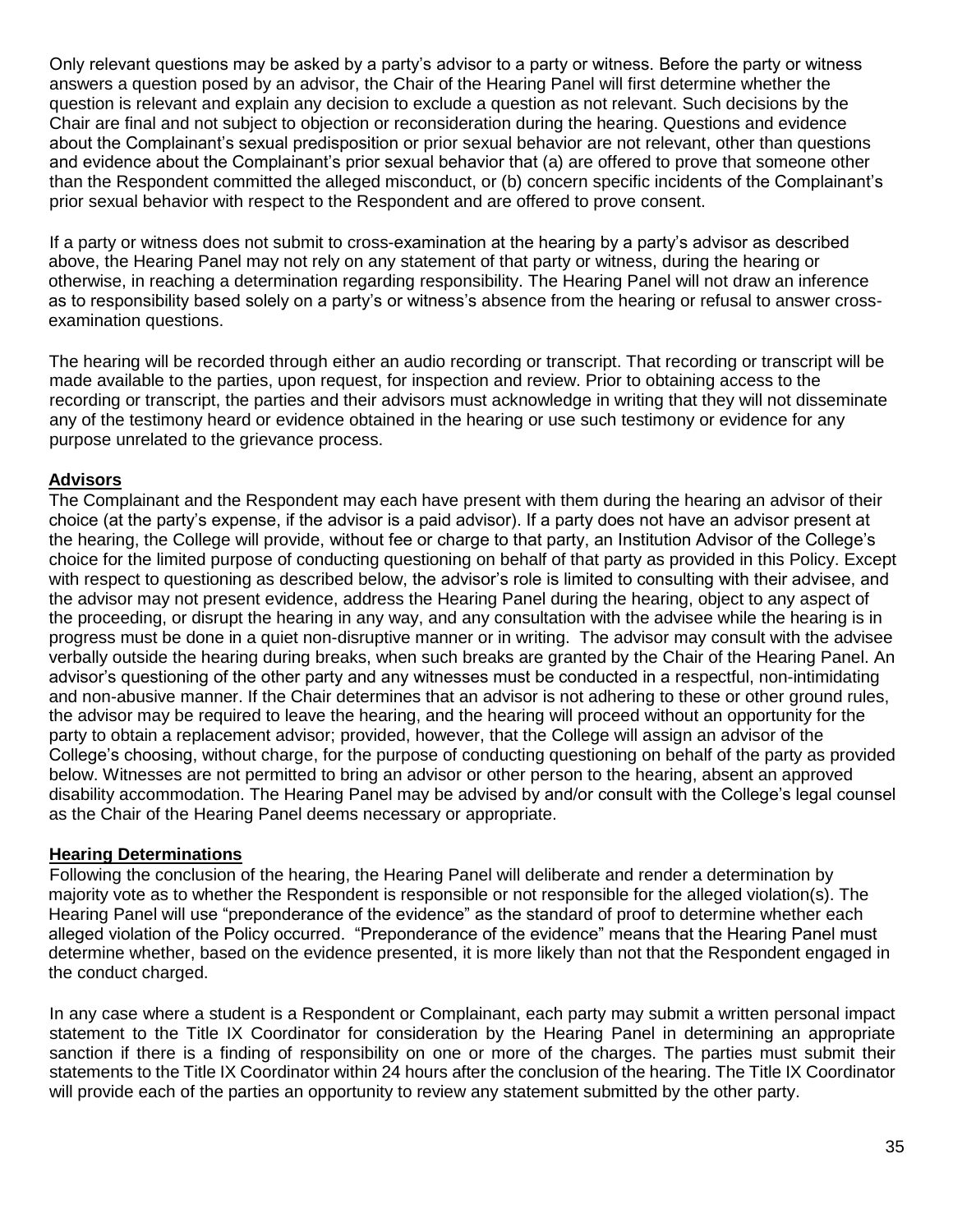Only relevant questions may be asked by a party's advisor to a party or witness. Before the party or witness answers a question posed by an advisor, the Chair of the Hearing Panel will first determine whether the question is relevant and explain any decision to exclude a question as not relevant. Such decisions by the Chair are final and not subject to objection or reconsideration during the hearing. Questions and evidence about the Complainant's sexual predisposition or prior sexual behavior are not relevant, other than questions and evidence about the Complainant's prior sexual behavior that (a) are offered to prove that someone other than the Respondent committed the alleged misconduct, or (b) concern specific incidents of the Complainant's prior sexual behavior with respect to the Respondent and are offered to prove consent.

If a party or witness does not submit to cross-examination at the hearing by a party's advisor as described above, the Hearing Panel may not rely on any statement of that party or witness, during the hearing or otherwise, in reaching a determination regarding responsibility. The Hearing Panel will not draw an inference as to responsibility based solely on a party's or witness's absence from the hearing or refusal to answer cross-examination questions.

The hearing will be recorded through either an audio recording or transcript. That recording or transcript will be made available to the parties, upon request, for inspection and review. Prior to obtaining access to the recording or transcript, the parties and their advisors must acknowledge in writing that they will not disseminate any of the testimony heard or evidence obtained in the hearing or use such testimony or evidence for any purpose unrelated to the grievance process.

**Advisors**

The Complainant and the Respondent may each have present with them during the hearing an advisor of their choice (at the party's expense, if the advisor is a paid advisor). If a party does not have an advisor present at the hearing, the College will provide, without fee or charge to that party, an Institution Advisor of the College's choice for the limited purpose of conducting questioning on behalf of that party as provided in this Policy. Except with respect to questioning as described below, the advisor's role is limited to consulting with their advisee, and the advisor may not present evidence, address the Hearing Panel during the hearing, object to any aspect of the proceeding, or disrupt the hearing in any way, and any consultation with the advisee while the hearing is in progress must be done in a quiet non-disruptive manner or in writing. The advisor may consult with the advisee verbally outside the hearing during breaks, when such breaks are granted by the Chair of the Hearing Panel. An advisor's questioning of the other party and any witnesses must be conducted in a respectful, non-intimidating and non-abusive manner. If the Chair determines that an advisor is not adhering to these or other ground rules, the advisor may be required to leave the hearing, and the hearing will proceed without an opportunity for the party to obtain a replacement advisor; provided, however, that the College will assign an advisor of the College's choosing, without charge, for the purpose of conducting questioning on behalf of the party as provided below. Witnesses are not permitted to bring an advisor or other person to the hearing, absent an approved disability accommodation. The Hearing Panel may be advised by and/or consult with the College's legal counsel as the Chair of the Hearing Panel deems necessary or appropriate.

**Hearing Determinations**

Following the conclusion of the hearing, the Hearing Panel will deliberate and render a determination by majority vote as to whether the Respondent is responsible or not responsible for the alleged violation(s). The Hearing Panel will use "preponderance of the evidence" as the standard of proof to determine whether each alleged violation of the Policy occurred. "Preponderance of the evidence" means that the Hearing Panel must determine whether, based on the evidence presented, it is more likely than not that the Respondent engaged in the conduct charged.

In any case where a student is a Respondent or Complainant, each party may submit a written personal impact statement to the Title IX Coordinator for consideration by the Hearing Panel in determining an appropriate sanction if there is a finding of responsibility on one or more of the charges. The parties must submit their statements to the Title IX Coordinator within 24 hours after the conclusion of the hearing. The Title IX Coordinator will provide each of the parties an opportunity to review any statement submitted by the other party.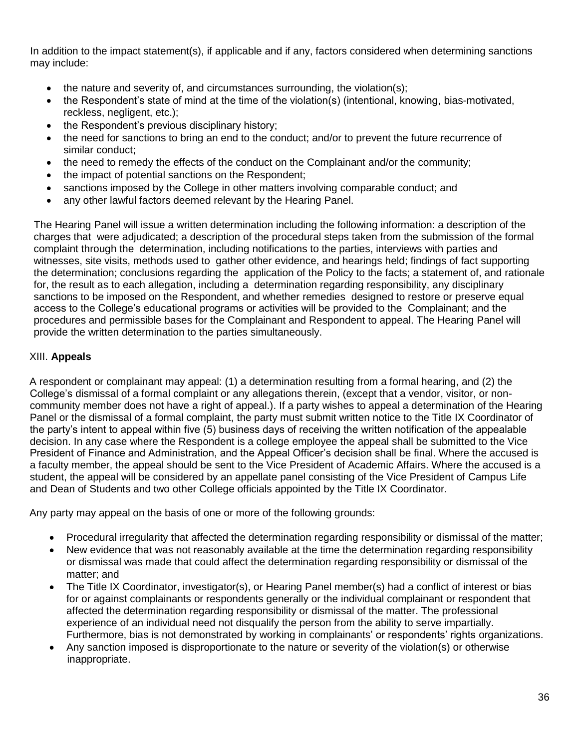In addition to the impact statement(s), if applicable and if any, factors considered when determining sanctions may include:

- the nature and severity of, and circumstances surrounding, the violation(s);
- the Respondent's state of mind at the time of the violation(s) (intentional, knowing, bias-motivated, reckless, negligent, etc.);
- the Respondent's previous disciplinary history;
- the need for sanctions to bring an end to the conduct; and/or to prevent the future recurrence of similar conduct;
- the need to remedy the effects of the conduct on the Complainant and/or the community;
- the impact of potential sanctions on the Respondent;
- sanctions imposed by the College in other matters involving comparable conduct; and
- any other lawful factors deemed relevant by the Hearing Panel.

The Hearing Panel will issue a written determination including the following information: a description of the charges that were adjudicated; a description of the procedural steps taken from the submission of the formal complaint through the determination, including notifications to the parties, interviews with parties and witnesses, site visits, methods used to gather other evidence, and hearings held; findings of fact supporting the determination; conclusions regarding the application of the Policy to the facts; a statement of, and rationale for, the result as to each allegation, including a determination regarding responsibility, any disciplinary sanctions to be imposed on the Respondent, and whether remedies designed to restore or preserve equal access to the College's educational programs or activities will be provided to the Complainant; and the procedures and permissible bases for the Complainant and Respondent to appeal. The Hearing Panel will provide the written determination to the parties simultaneously.

## XIII. **Appeals**

A respondent or complainant may appeal: (1) a determination resulting from a formal hearing, and (2) the College's dismissal of a formal complaint or any allegations therein, (except that a vendor, visitor, or non-community member does not have a right of appeal.). If a party wishes to appeal a determination of the Hearing Panel or the dismissal of a formal complaint, the party must submit written notice to the Title IX Coordinator of the party's intent to appeal within five (5) business days of receiving the written notification of the appealable decision. In any case where the Respondent is a college employee the appeal shall be submitted to the Vice President of Finance and Administration, and the Appeal Officer's decision shall be final. Where the accused is a faculty member, the appeal should be sent to the Vice President of Academic Affairs. Where the accused is a student, the appeal will be considered by an appellate panel consisting of the Vice President of Campus Life and Dean of Students and two other College officials appointed by the Title IX Coordinator.

Any party may appeal on the basis of one or more of the following grounds:

- Procedural irregularity that affected the determination regarding responsibility or dismissal of the matter;
- New evidence that was not reasonably available at the time the determination regarding responsibility or dismissal was made that could affect the determination regarding responsibility or dismissal of the matter; and
- The Title IX Coordinator, investigator(s), or Hearing Panel member(s) had a conflict of interest or bias for or against complainants or respondents generally or the individual complainant or respondent that affected the determination regarding responsibility or dismissal of the matter. The professional experience of an individual need not disqualify the person from the ability to serve impartially. Furthermore, bias is not demonstrated by working in complainants' or respondents' rights organizations.
- Any sanction imposed is disproportionate to the nature or severity of the violation(s) or otherwise inappropriate.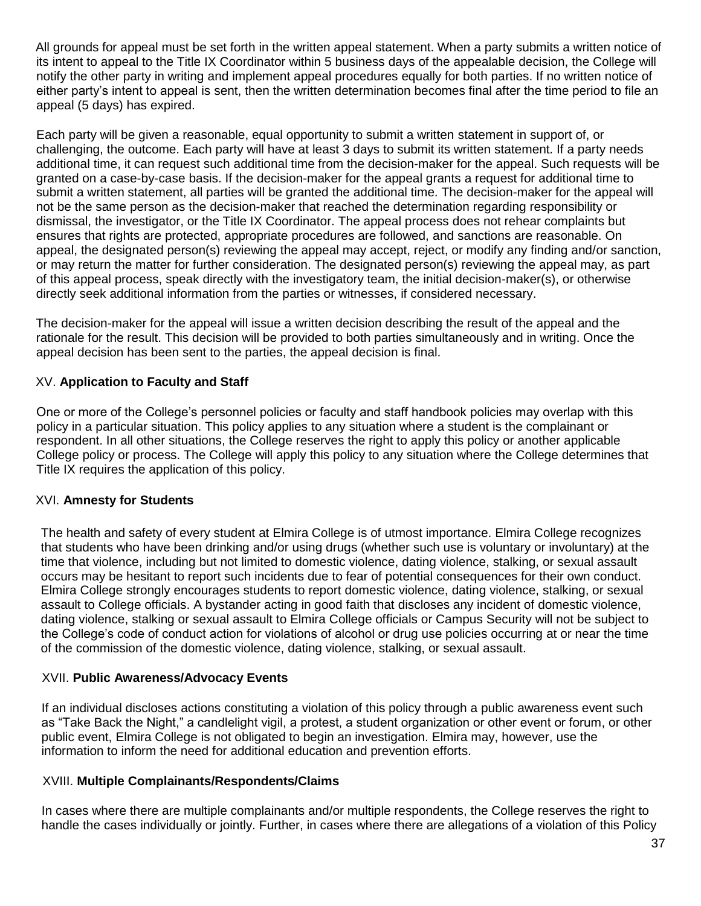All grounds for appeal must be set forth in the written appeal statement. When a party submits a written notice of its intent to appeal to the Title IX Coordinator within 5 business days of the appealable decision, the College will notify the other party in writing and implement appeal procedures equally for both parties. If no written notice of either party's intent to appeal is sent, then the written determination becomes final after the time period to file an appeal (5 days) has expired.

Each party will be given a reasonable, equal opportunity to submit a written statement in support of, or challenging, the outcome. Each party will have at least 3 days to submit its written statement. If a party needs additional time, it can request such additional time from the decision-maker for the appeal. Such requests will be granted on a case-by-case basis. If the decision-maker for the appeal grants a request for additional time to submit a written statement, all parties will be granted the additional time. The decision-maker for the appeal will not be the same person as the decision-maker that reached the determination regarding responsibility or dismissal, the investigator, or the Title IX Coordinator. The appeal process does not rehear complaints but ensures that rights are protected, appropriate procedures are followed, and sanctions are reasonable. On appeal, the designated person(s) reviewing the appeal may accept, reject, or modify any finding and/or sanction, or may return the matter for further consideration. The designated person(s) reviewing the appeal may, as part of this appeal process, speak directly with the investigatory team, the initial decision-maker(s), or otherwise directly seek additional information from the parties or witnesses, if considered necessary.

The decision-maker for the appeal will issue a written decision describing the result of the appeal and the rationale for the result. This decision will be provided to both parties simultaneously and in writing. Once the appeal decision has been sent to the parties, the appeal decision is final.

## XV. **Application to Faculty and Staff**

One or more of the College's personnel policies or faculty and staff handbook policies may overlap with this policy in a particular situation. This policy applies to any situation where a student is the complainant or respondent. In all other situations, the College reserves the right to apply this policy or another applicable College policy or process. The College will apply this policy to any situation where the College determines that Title IX requires the application of this policy.

## XVI. **Amnesty for Students**

The health and safety of every student at Elmira College is of utmost importance. Elmira College recognizes that students who have been drinking and/or using drugs (whether such use is voluntary or involuntary) at the time that violence, including but not limited to domestic violence, dating violence, stalking, or sexual assault occurs may be hesitant to report such incidents due to fear of potential consequences for their own conduct. Elmira College strongly encourages students to report domestic violence, dating violence, stalking, or sexual assault to College officials. A bystander acting in good faith that discloses any incident of domestic violence, dating violence, stalking or sexual assault to Elmira College officials or Campus Security will not be subject to the College's code of conduct action for violations of alcohol or drug use policies occurring at or near the time of the commission of the domestic violence, dating violence, stalking, or sexual assault.

## XVII. **Public Awareness/Advocacy Events**

If an individual discloses actions constituting a violation of this policy through a public awareness event such as "Take Back the Night," a candlelight vigil, a protest, a student organization or other event or forum, or other public event, Elmira College is not obligated to begin an investigation. Elmira may, however, use the information to inform the need for additional education and prevention efforts.

## XVIII. **Multiple Complainants/Respondents/Claims**

In cases where there are multiple complainants and/or multiple respondents, the College reserves the right to handle the cases individually or jointly. Further, in cases where there are allegations of a violation of this Policy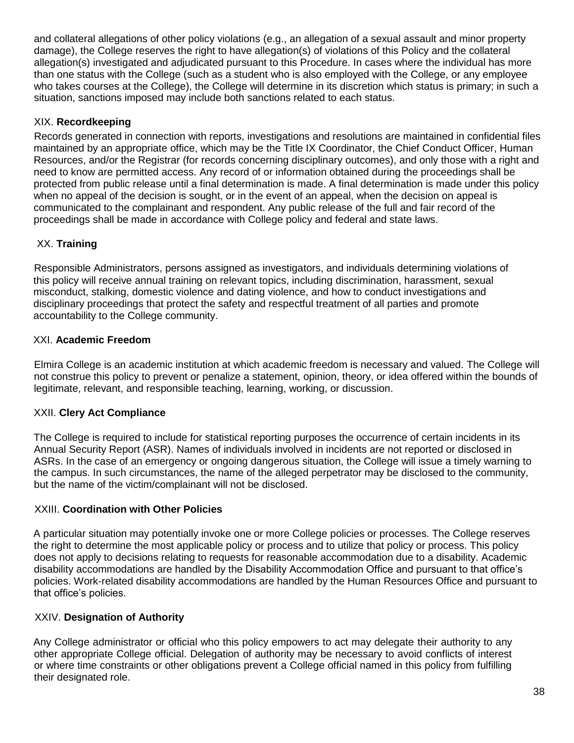and collateral allegations of other policy violations (e.g., an allegation of a sexual assault and minor property damage), the College reserves the right to have allegation(s) of violations of this Policy and the collateral allegation(s) investigated and adjudicated pursuant to this Procedure. In cases where the individual has more than one status with the College (such as a student who is also employed with the College, or any employee who takes courses at the College), the College will determine in its discretion which status is primary; in such a situation, sanctions imposed may include both sanctions related to each status.

## XIX. **Recordkeeping**

Records generated in connection with reports, investigations and resolutions are maintained in confidential files maintained by an appropriate office, which may be the Title IX Coordinator, the Chief Conduct Officer, Human Resources, and/or the Registrar (for records concerning disciplinary outcomes), and only those with a right and need to know are permitted access. Any record of or information obtained during the proceedings shall be protected from public release until a final determination is made. A final determination is made under this policy when no appeal of the decision is sought, or in the event of an appeal, when the decision on appeal is communicated to the complainant and respondent. Any public release of the full and fair record of the proceedings shall be made in accordance with College policy and federal and state laws.

## XX. **Training**

Responsible Administrators, persons assigned as investigators, and individuals determining violations of this policy will receive annual training on relevant topics, including discrimination, harassment, sexual misconduct, stalking, domestic violence and dating violence, and how to conduct investigations and disciplinary proceedings that protect the safety and respectful treatment of all parties and promote accountability to the College community.

## XXI. **Academic Freedom**

Elmira College is an academic institution at which academic freedom is necessary and valued. The College will not construe this policy to prevent or penalize a statement, opinion, theory, or idea offered within the bounds of legitimate, relevant, and responsible teaching, learning, working, or discussion.

## XXII. **Clery Act Compliance**

The College is required to include for statistical reporting purposes the occurrence of certain incidents in its Annual Security Report (ASR). Names of individuals involved in incidents are not reported or disclosed in ASRs. In the case of an emergency or ongoing dangerous situation, the College will issue a timely warning to the campus. In such circumstances, the name of the alleged perpetrator may be disclosed to the community, but the name of the victim/complainant will not be disclosed.

## XXIII. **Coordination with Other Policies**

A particular situation may potentially invoke one or more College policies or processes. The College reserves the right to determine the most applicable policy or process and to utilize that policy or process. This policy does not apply to decisions relating to requests for reasonable accommodation due to a disability. Academic disability accommodations are handled by the Disability Accommodation Office and pursuant to that office's policies. Work-related disability accommodations are handled by the Human Resources Office and pursuant to that office's policies.

## XXIV. **Designation of Authority**

Any College administrator or official who this policy empowers to act may delegate their authority to any other appropriate College official. Delegation of authority may be necessary to avoid conflicts of interest or where time constraints or other obligations prevent a College official named in this policy from fulfilling their designated role.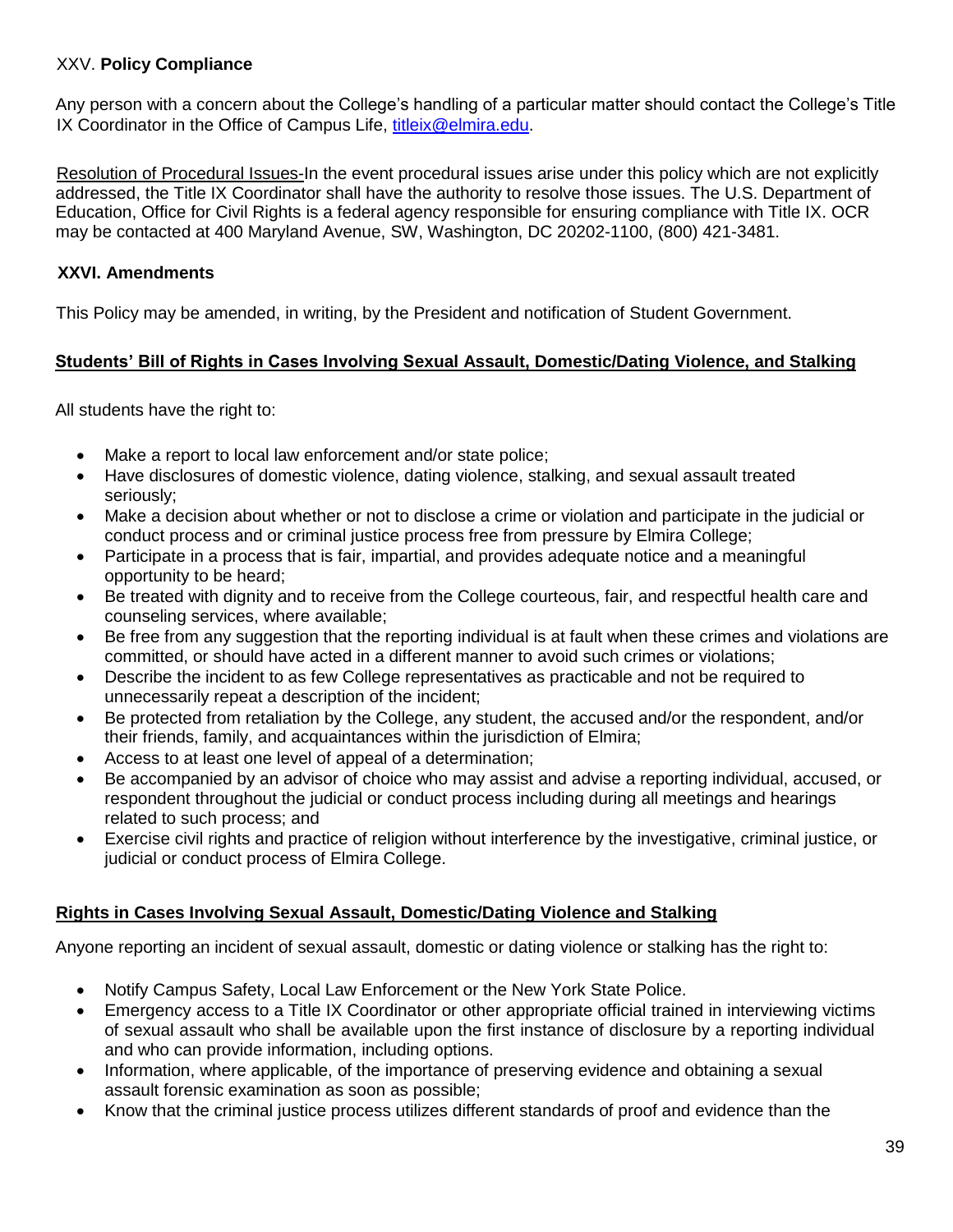## XXV. **Policy Compliance**

Any person with a concern about the College's handling of a particular matter should contact the College's Title IX Coordinator in the Office of Campus Life, titleix@elmira.edu.

Resolution of Procedural Issues-In the event procedural issues arise under this policy which are not explicitly addressed, the Title IX Coordinator shall have the authority to resolve those issues. The U.S. Department of Education, Office for Civil Rights is a federal agency responsible for ensuring compliance with Title IX. OCR may be contacted at 400 Maryland Avenue, SW, Washington, DC 20202-1100, (800) 421-3481.

## XXVI. Amendments

This Policy may be amended, in writing, by the President and notification of Student Government.

## Students' Bill of Rights in Cases Involving Sexual Assault, Domestic/Dating Violence, and Stalking

All students have the right to:

- Make a report to local law enforcement and/or state police;
- Have disclosures of domestic violence, dating violence, stalking, and sexual assault treated seriously;
- Make a decision about whether or not to disclose a crime or violation and participate in the judicial or conduct process and or criminal justice process free from pressure by Elmira College;
- Participate in a process that is fair, impartial, and provides adequate notice and a meaningful opportunity to be heard;
- Be treated with dignity and to receive from the College courteous, fair, and respectful health care and counseling services, where available;
- Be free from any suggestion that the reporting individual is at fault when these crimes and violations are committed, or should have acted in a different manner to avoid such crimes or violations;
- Describe the incident to as few College representatives as practicable and not be required to unnecessarily repeat a description of the incident;
- Be protected from retaliation by the College, any student, the accused and/or the respondent, and/or their friends, family, and acquaintances within the jurisdiction of Elmira;
- Access to at least one level of appeal of a determination;
- Be accompanied by an advisor of choice who may assist and advise a reporting individual, accused, or respondent throughout the judicial or conduct process including during all meetings and hearings related to such process; and
- Exercise civil rights and practice of religion without interference by the investigative, criminal justice, or judicial or conduct process of Elmira College.

## Rights in Cases Involving Sexual Assault, Domestic/Dating Violence and Stalking

Anyone reporting an incident of sexual assault, domestic or dating violence or stalking has the right to:

- Notify Campus Safety, Local Law Enforcement or the New York State Police.
- Emergency access to a Title IX Coordinator or other appropriate official trained in interviewing victims of sexual assault who shall be available upon the first instance of disclosure by a reporting individual and who can provide information, including options.
- Information, where applicable, of the importance of preserving evidence and obtaining a sexual assault forensic examination as soon as possible;
- Know that the criminal justice process utilizes different standards of proof and evidence than the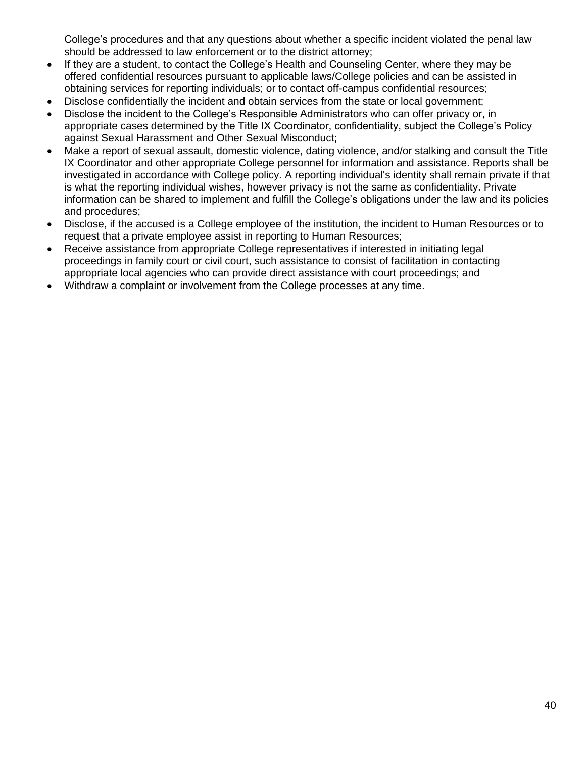College's procedures and that any questions about whether a specific incident violated the penal law should be addressed to law enforcement or to the district attorney;

- If they are a student, to contact the College's Health and Counseling Center, where they may be offered confidential resources pursuant to applicable laws/College policies and can be assisted in obtaining services for reporting individuals; or to contact off-campus confidential resources;
- Disclose confidentially the incident and obtain services from the state or local government;
- Disclose the incident to the College's Responsible Administrators who can offer privacy or, in appropriate cases determined by the Title IX Coordinator, confidentiality, subject the College's Policy against Sexual Harassment and Other Sexual Misconduct;
- Make a report of sexual assault, domestic violence, dating violence, and/or stalking and consult the Title IX Coordinator and other appropriate College personnel for information and assistance. Reports shall be investigated in accordance with College policy. A reporting individual's identity shall remain private if that is what the reporting individual wishes, however privacy is not the same as confidentiality. Private information can be shared to implement and fulfill the College's obligations under the law and its policies and procedures;
- Disclose, if the accused is a College employee of the institution, the incident to Human Resources or to request that a private employee assist in reporting to Human Resources;
- Receive assistance from appropriate College representatives if interested in initiating legal proceedings in family court or civil court, such assistance to consist of facilitation in contacting appropriate local agencies who can provide direct assistance with court proceedings; and
- Withdraw a complaint or involvement from the College processes at any time.